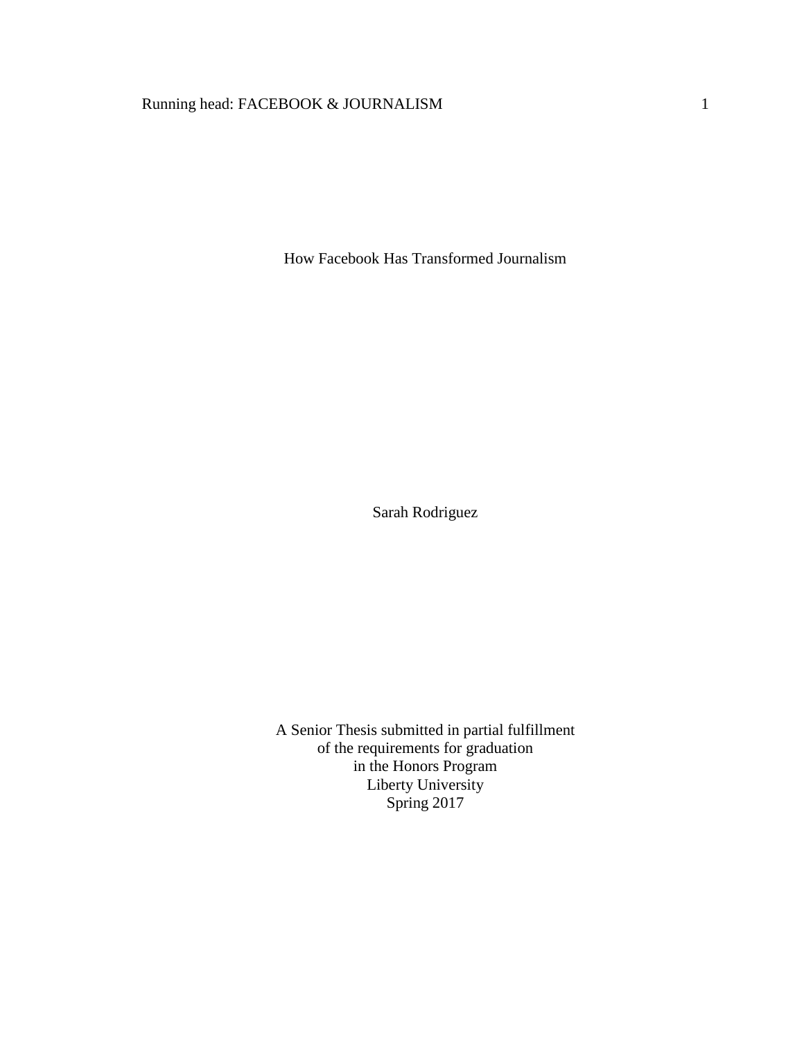# How Facebook Has Transformed Journalism

Sarah Rodriguez

A Senior Thesis submitted in partial fulfillment
of the requirements for graduation
in the Honors Program
Liberty University
Spring 2017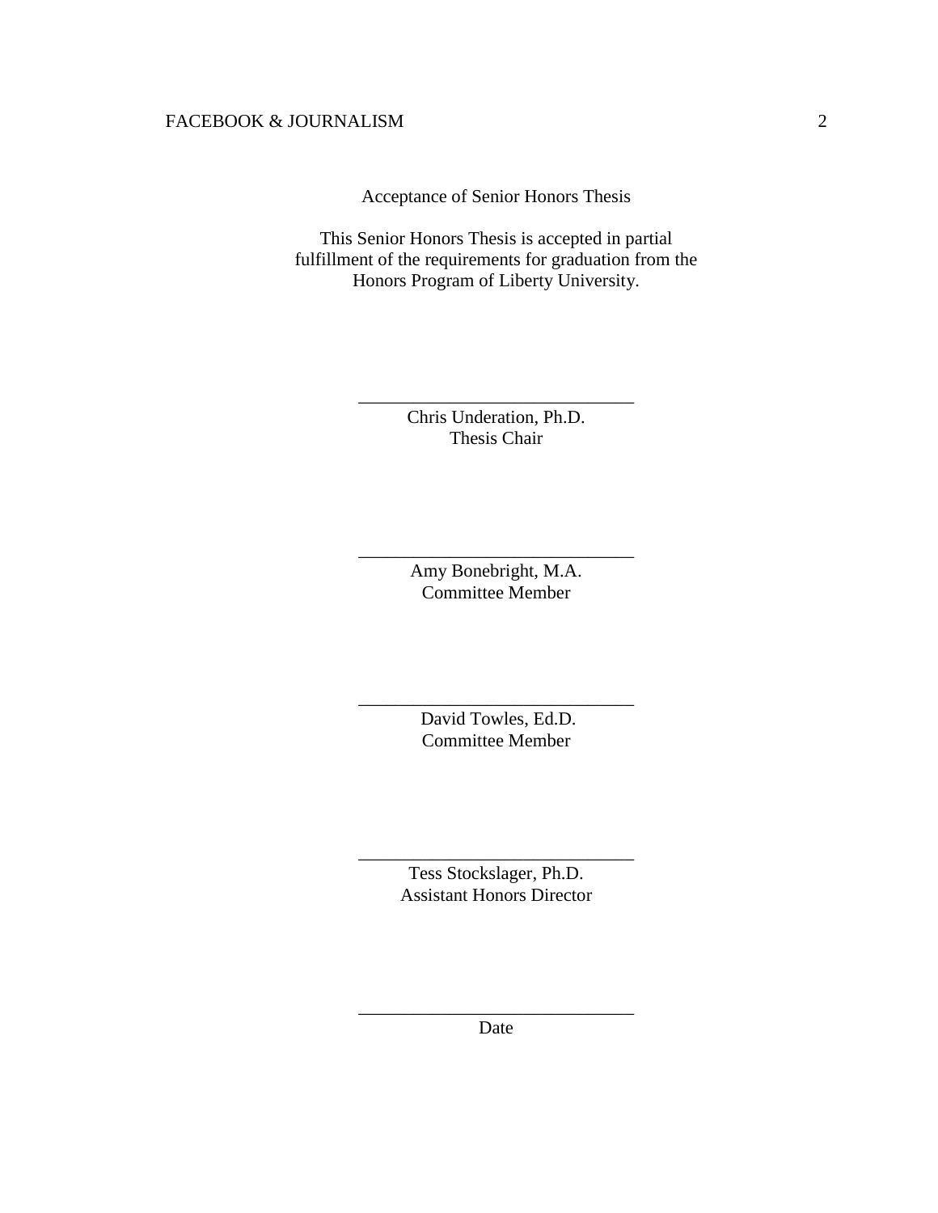Acceptance of Senior Honors Thesis

This Senior Honors Thesis is accepted in partial fulfillment of the requirements for graduation from the Honors Program of Liberty University.

______________________________
Chris Underation, Ph.D.
Thesis Chair

______________________________
Amy Bonebright, M.A.
Committee Member

______________________________
David Towles, Ed.D.
Committee Member

______________________________
Tess Stockslager, Ph.D.
Assistant Honors Director

______________________________
Date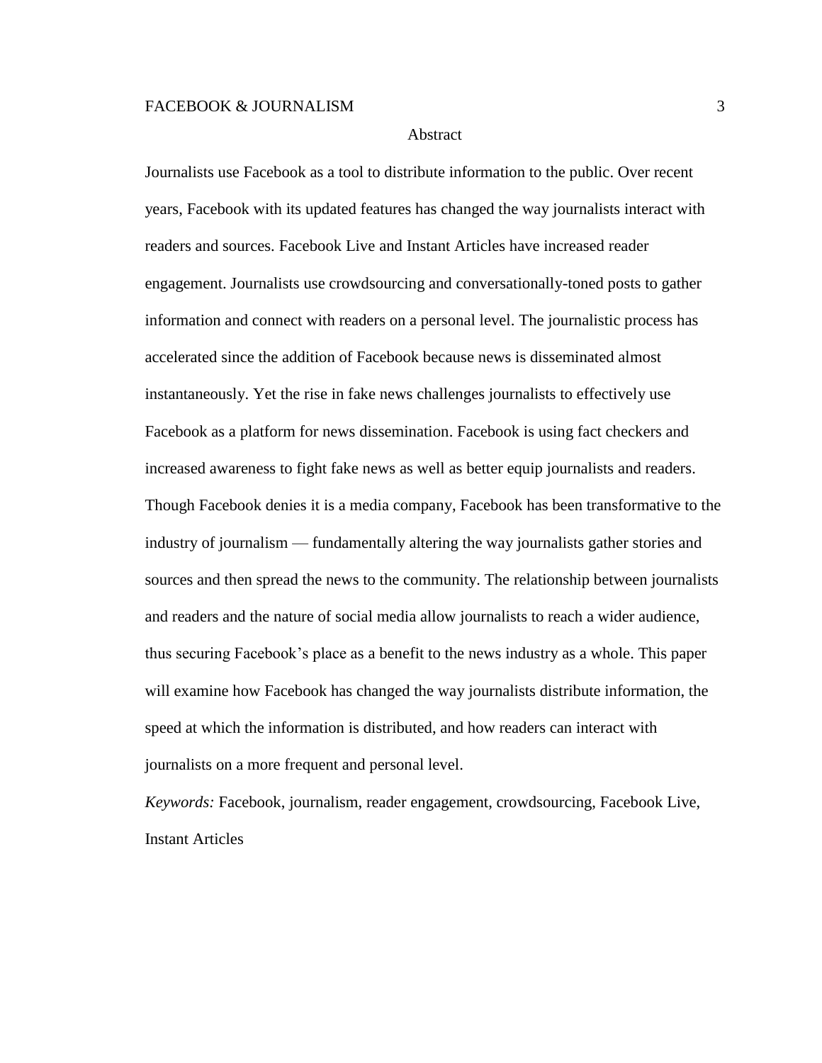# Abstract

Journalists use Facebook as a tool to distribute information to the public. Over recent years, Facebook with its updated features has changed the way journalists interact with readers and sources. Facebook Live and Instant Articles have increased reader engagement. Journalists use crowdsourcing and conversationally-toned posts to gather information and connect with readers on a personal level. The journalistic process has accelerated since the addition of Facebook because news is disseminated almost instantaneously. Yet the rise in fake news challenges journalists to effectively use Facebook as a platform for news dissemination. Facebook is using fact checkers and increased awareness to fight fake news as well as better equip journalists and readers. Though Facebook denies it is a media company, Facebook has been transformative to the industry of journalism — fundamentally altering the way journalists gather stories and sources and then spread the news to the community. The relationship between journalists and readers and the nature of social media allow journalists to reach a wider audience, thus securing Facebook's place as a benefit to the news industry as a whole. This paper will examine how Facebook has changed the way journalists distribute information, the speed at which the information is distributed, and how readers can interact with journalists on a more frequent and personal level.

*Keywords:* Facebook, journalism, reader engagement, crowdsourcing, Facebook Live, Instant Articles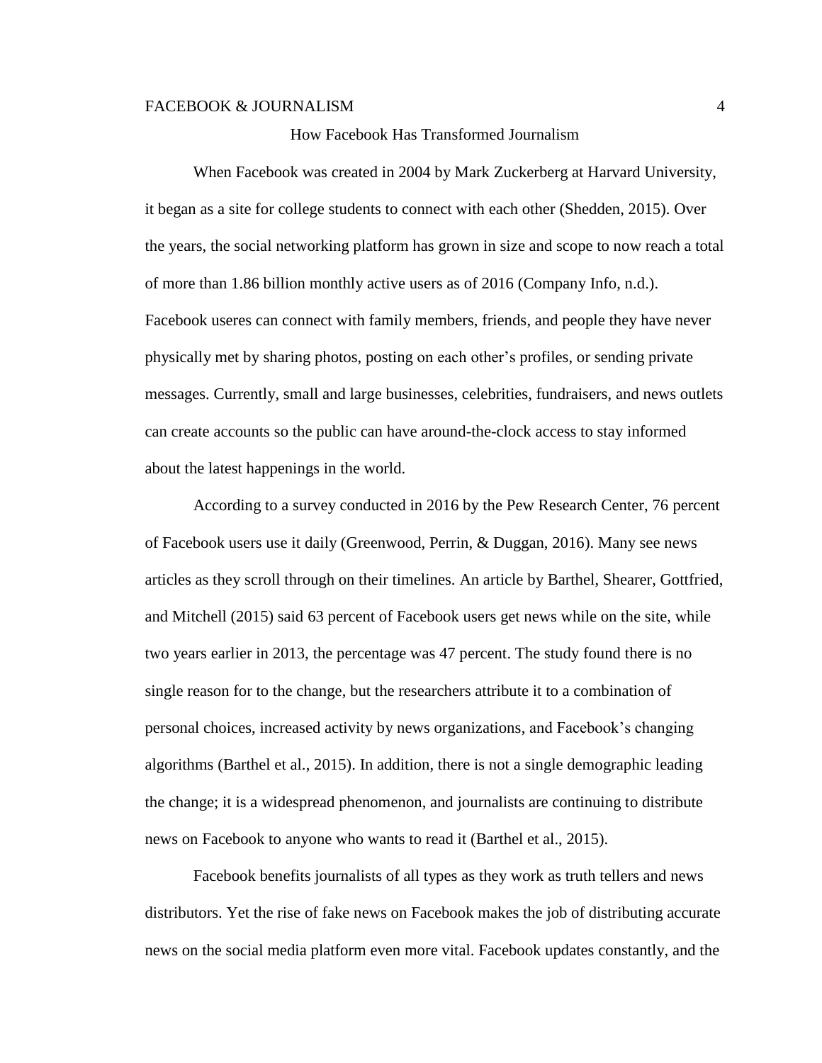# How Facebook Has Transformed Journalism

When Facebook was created in 2004 by Mark Zuckerberg at Harvard University, it began as a site for college students to connect with each other (Shedden, 2015). Over the years, the social networking platform has grown in size and scope to now reach a total of more than 1.86 billion monthly active users as of 2016 (Company Info, n.d.). Facebook useres can connect with family members, friends, and people they have never physically met by sharing photos, posting on each other's profiles, or sending private messages. Currently, small and large businesses, celebrities, fundraisers, and news outlets can create accounts so the public can have around-the-clock access to stay informed about the latest happenings in the world.

According to a survey conducted in 2016 by the Pew Research Center, 76 percent of Facebook users use it daily (Greenwood, Perrin, & Duggan, 2016). Many see news articles as they scroll through on their timelines. An article by Barthel, Shearer, Gottfried, and Mitchell (2015) said 63 percent of Facebook users get news while on the site, while two years earlier in 2013, the percentage was 47 percent. The study found there is no single reason for to the change, but the researchers attribute it to a combination of personal choices, increased activity by news organizations, and Facebook's changing algorithms (Barthel et al., 2015). In addition, there is not a single demographic leading the change; it is a widespread phenomenon, and journalists are continuing to distribute news on Facebook to anyone who wants to read it (Barthel et al., 2015).

Facebook benefits journalists of all types as they work as truth tellers and news distributors. Yet the rise of fake news on Facebook makes the job of distributing accurate news on the social media platform even more vital. Facebook updates constantly, and the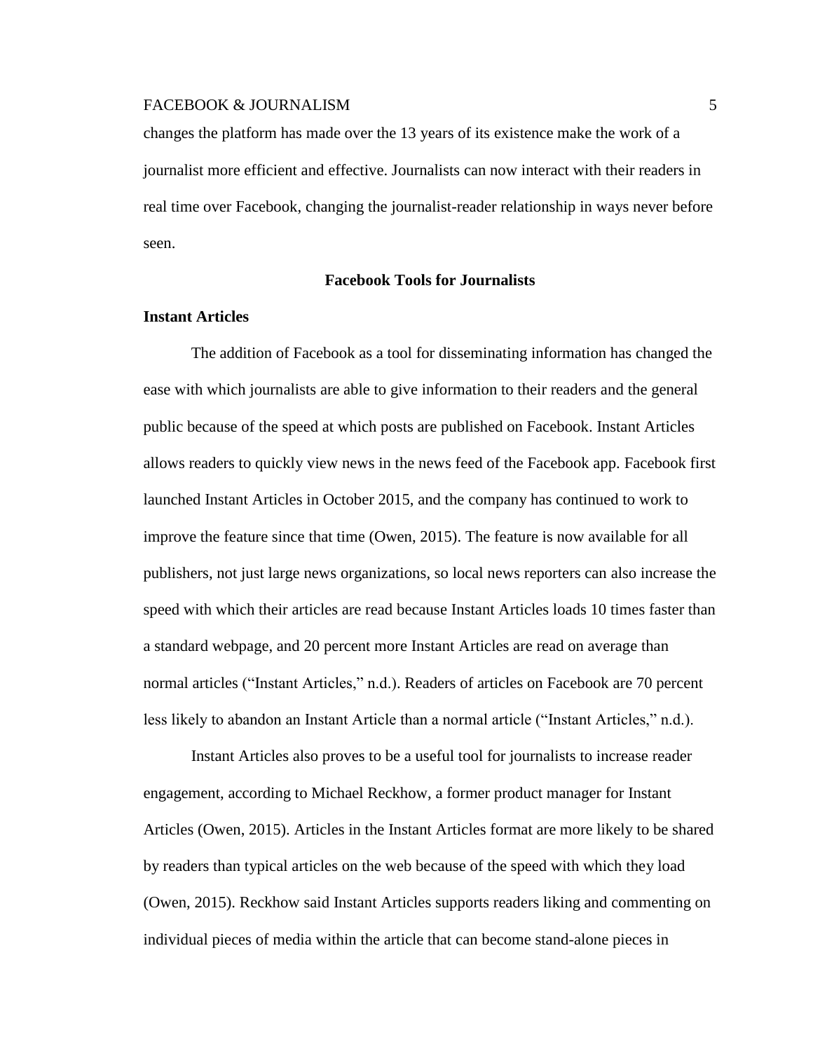changes the platform has made over the 13 years of its existence make the work of a journalist more efficient and effective. Journalists can now interact with their readers in real time over Facebook, changing the journalist-reader relationship in ways never before seen.

## Facebook Tools for Journalists

### Instant Articles

The addition of Facebook as a tool for disseminating information has changed the ease with which journalists are able to give information to their readers and the general public because of the speed at which posts are published on Facebook. Instant Articles allows readers to quickly view news in the news feed of the Facebook app. Facebook first launched Instant Articles in October 2015, and the company has continued to work to improve the feature since that time (Owen, 2015). The feature is now available for all publishers, not just large news organizations, so local news reporters can also increase the speed with which their articles are read because Instant Articles loads 10 times faster than a standard webpage, and 20 percent more Instant Articles are read on average than normal articles ("Instant Articles," n.d.). Readers of articles on Facebook are 70 percent less likely to abandon an Instant Article than a normal article ("Instant Articles," n.d.).

Instant Articles also proves to be a useful tool for journalists to increase reader engagement, according to Michael Reckhow, a former product manager for Instant Articles (Owen, 2015). Articles in the Instant Articles format are more likely to be shared by readers than typical articles on the web because of the speed with which they load (Owen, 2015). Reckhow said Instant Articles supports readers liking and commenting on individual pieces of media within the article that can become stand-alone pieces in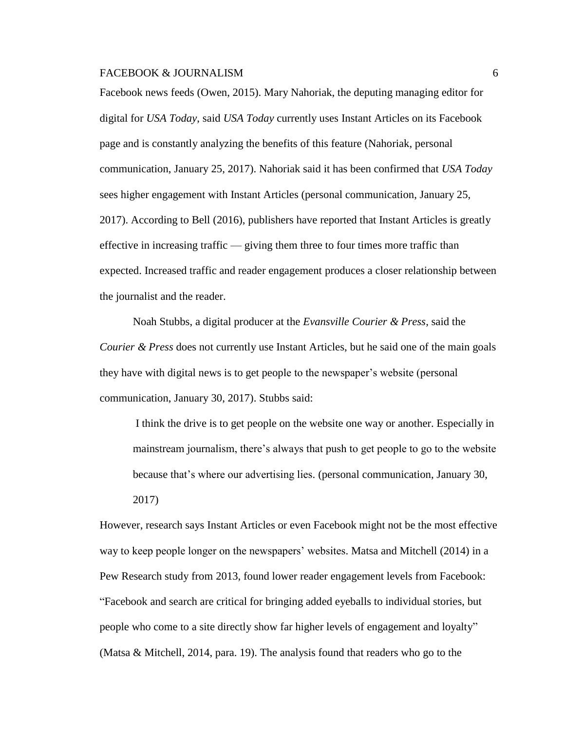Facebook news feeds (Owen, 2015). Mary Nahoriak, the deputing managing editor for digital for *USA Today*, said *USA Today* currently uses Instant Articles on its Facebook page and is constantly analyzing the benefits of this feature (Nahoriak, personal communication, January 25, 2017). Nahoriak said it has been confirmed that *USA Today* sees higher engagement with Instant Articles (personal communication, January 25, 2017). According to Bell (2016), publishers have reported that Instant Articles is greatly effective in increasing traffic — giving them three to four times more traffic than expected. Increased traffic and reader engagement produces a closer relationship between the journalist and the reader.

Noah Stubbs, a digital producer at the *Evansville Courier & Press*, said the *Courier & Press* does not currently use Instant Articles, but he said one of the main goals they have with digital news is to get people to the newspaper's website (personal communication, January 30, 2017). Stubbs said:

> I think the drive is to get people on the website one way or another. Especially in mainstream journalism, there's always that push to get people to go to the website because that's where our advertising lies. (personal communication, January 30, 2017)

However, research says Instant Articles or even Facebook might not be the most effective way to keep people longer on the newspapers' websites. Matsa and Mitchell (2014) in a Pew Research study from 2013, found lower reader engagement levels from Facebook: "Facebook and search are critical for bringing added eyeballs to individual stories, but people who come to a site directly show far higher levels of engagement and loyalty" (Matsa & Mitchell, 2014, para. 19). The analysis found that readers who go to the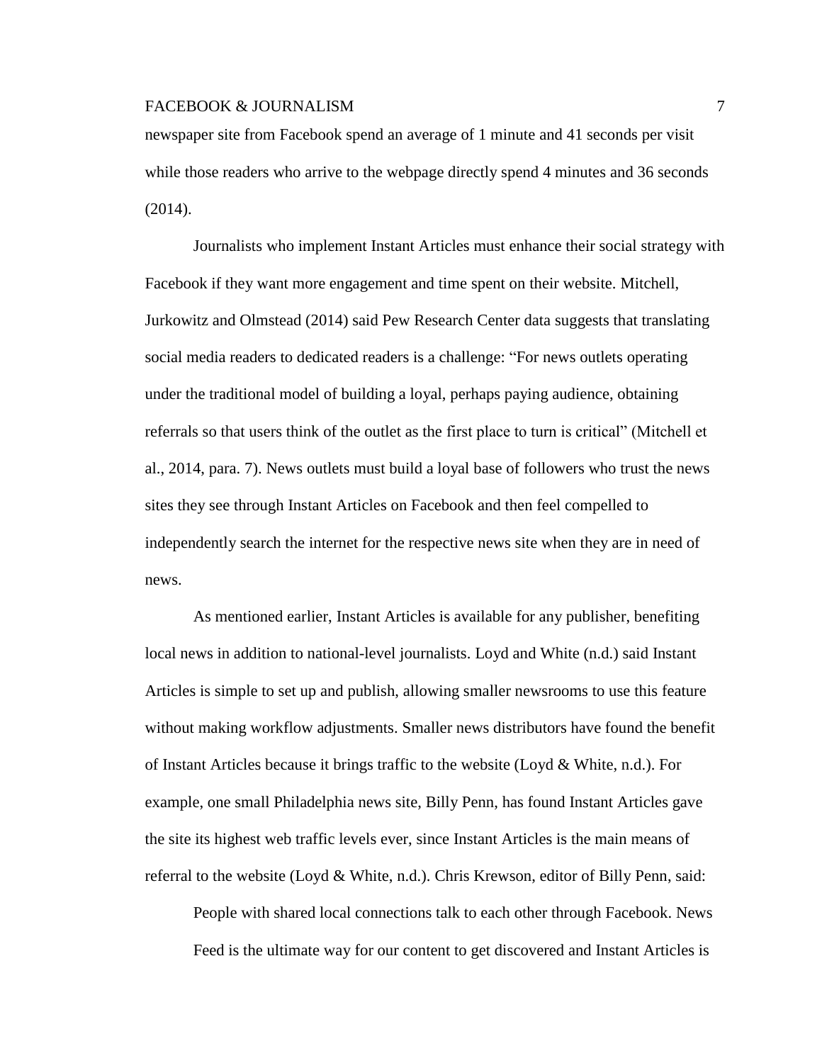newspaper site from Facebook spend an average of 1 minute and 41 seconds per visit while those readers who arrive to the webpage directly spend 4 minutes and 36 seconds (2014).

Journalists who implement Instant Articles must enhance their social strategy with Facebook if they want more engagement and time spent on their website. Mitchell, Jurkowitz and Olmstead (2014) said Pew Research Center data suggests that translating social media readers to dedicated readers is a challenge: "For news outlets operating under the traditional model of building a loyal, perhaps paying audience, obtaining referrals so that users think of the outlet as the first place to turn is critical" (Mitchell et al., 2014, para. 7). News outlets must build a loyal base of followers who trust the news sites they see through Instant Articles on Facebook and then feel compelled to independently search the internet for the respective news site when they are in need of news.

As mentioned earlier, Instant Articles is available for any publisher, benefiting local news in addition to national-level journalists. Loyd and White (n.d.) said Instant Articles is simple to set up and publish, allowing smaller newsrooms to use this feature without making workflow adjustments. Smaller news distributors have found the benefit of Instant Articles because it brings traffic to the website (Loyd & White, n.d.). For example, one small Philadelphia news site, Billy Penn, has found Instant Articles gave the site its highest web traffic levels ever, since Instant Articles is the main means of referral to the website (Loyd & White, n.d.). Chris Krewson, editor of Billy Penn, said:

> People with shared local connections talk to each other through Facebook. News Feed is the ultimate way for our content to get discovered and Instant Articles is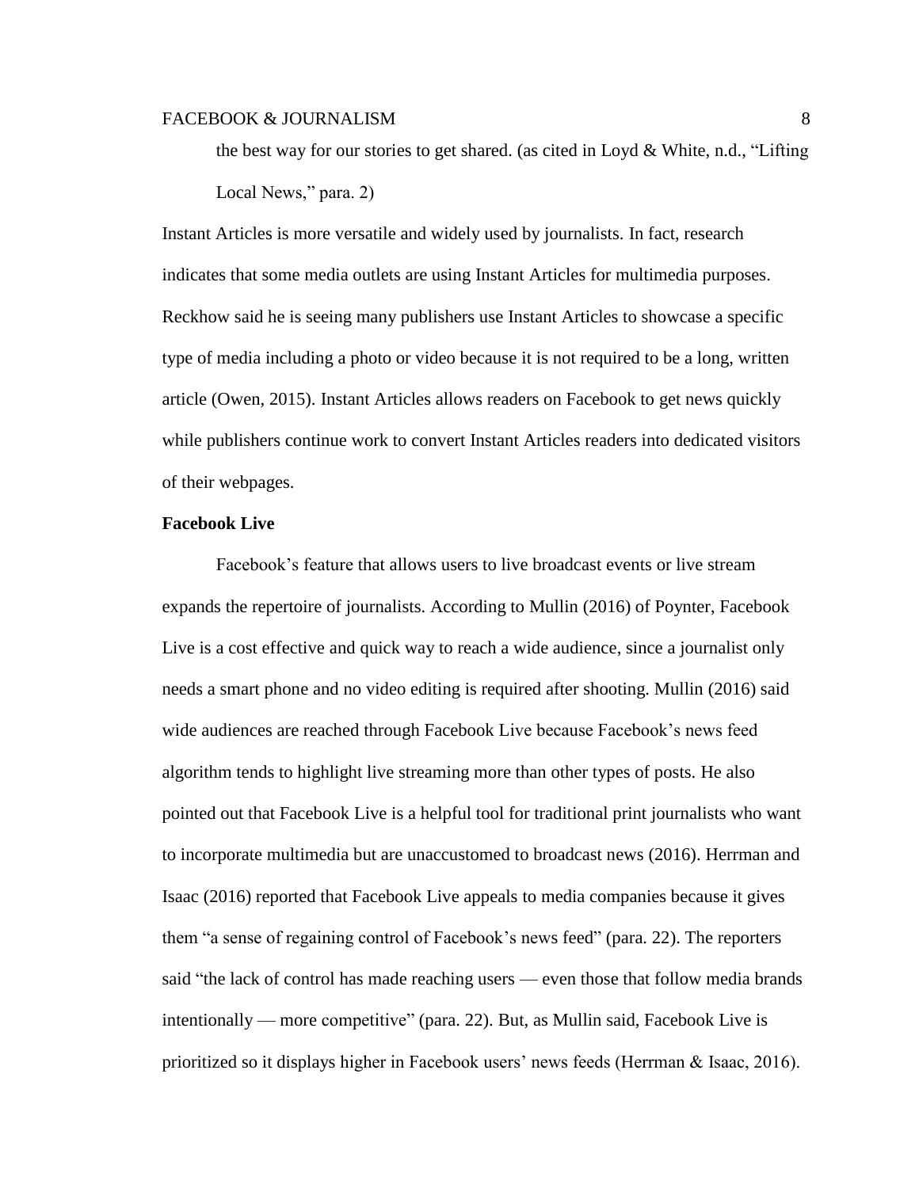> the best way for our stories to get shared. (as cited in Loyd & White, n.d., "Lifting Local News," para. 2)

Instant Articles is more versatile and widely used by journalists. In fact, research indicates that some media outlets are using Instant Articles for multimedia purposes. Reckhow said he is seeing many publishers use Instant Articles to showcase a specific type of media including a photo or video because it is not required to be a long, written article (Owen, 2015). Instant Articles allows readers on Facebook to get news quickly while publishers continue work to convert Instant Articles readers into dedicated visitors of their webpages.

**Facebook Live**

Facebook's feature that allows users to live broadcast events or live stream expands the repertoire of journalists. According to Mullin (2016) of Poynter, Facebook Live is a cost effective and quick way to reach a wide audience, since a journalist only needs a smart phone and no video editing is required after shooting. Mullin (2016) said wide audiences are reached through Facebook Live because Facebook's news feed algorithm tends to highlight live streaming more than other types of posts. He also pointed out that Facebook Live is a helpful tool for traditional print journalists who want to incorporate multimedia but are unaccustomed to broadcast news (2016). Herrman and Isaac (2016) reported that Facebook Live appeals to media companies because it gives them "a sense of regaining control of Facebook's news feed" (para. 22). The reporters said "the lack of control has made reaching users — even those that follow media brands intentionally — more competitive" (para. 22). But, as Mullin said, Facebook Live is prioritized so it displays higher in Facebook users' news feeds (Herrman & Isaac, 2016).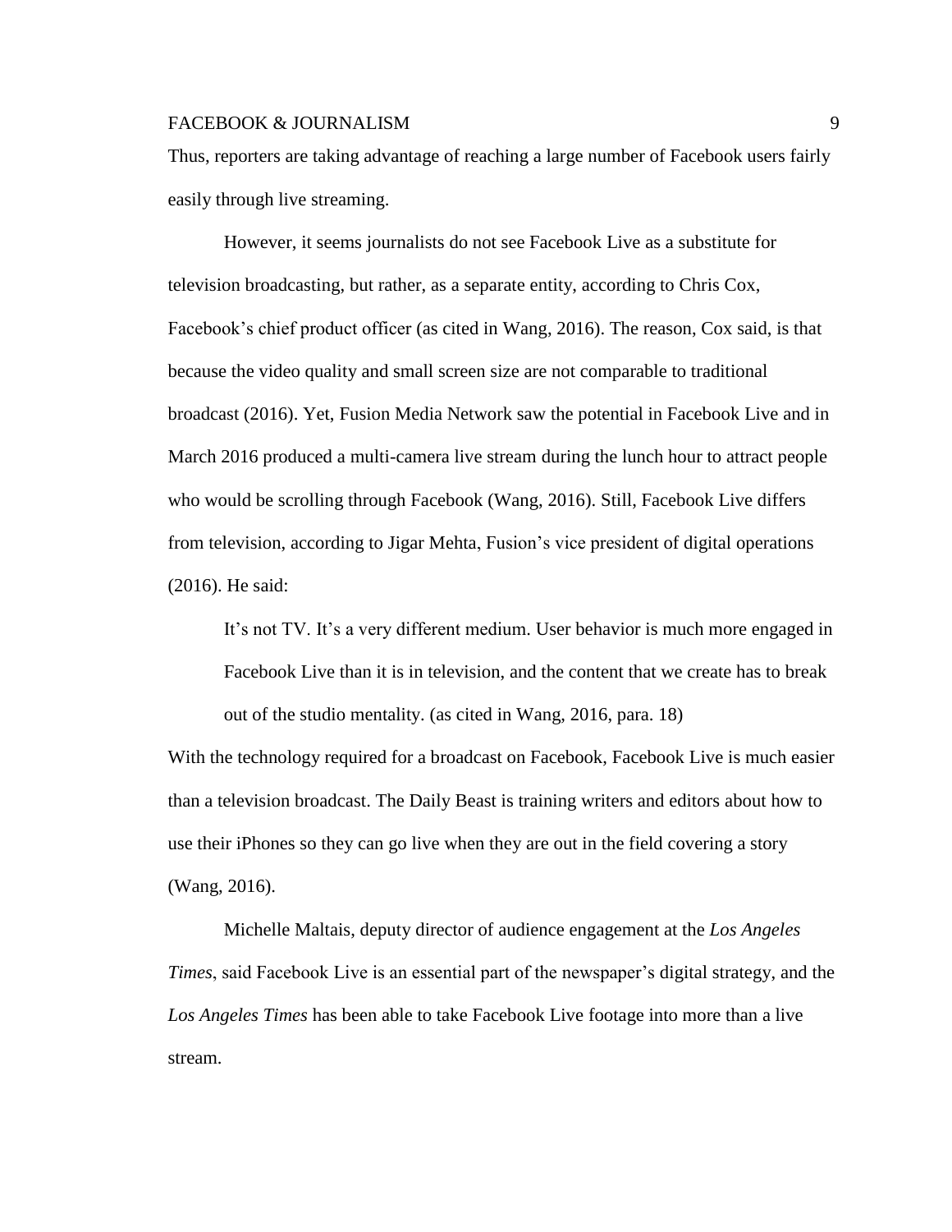Thus, reporters are taking advantage of reaching a large number of Facebook users fairly easily through live streaming.

However, it seems journalists do not see Facebook Live as a substitute for television broadcasting, but rather, as a separate entity, according to Chris Cox, Facebook's chief product officer (as cited in Wang, 2016). The reason, Cox said, is that because the video quality and small screen size are not comparable to traditional broadcast (2016). Yet, Fusion Media Network saw the potential in Facebook Live and in March 2016 produced a multi-camera live stream during the lunch hour to attract people who would be scrolling through Facebook (Wang, 2016). Still, Facebook Live differs from television, according to Jigar Mehta, Fusion's vice president of digital operations (2016). He said:

> It's not TV. It's a very different medium. User behavior is much more engaged in Facebook Live than it is in television, and the content that we create has to break out of the studio mentality. (as cited in Wang, 2016, para. 18)

With the technology required for a broadcast on Facebook, Facebook Live is much easier than a television broadcast. The Daily Beast is training writers and editors about how to use their iPhones so they can go live when they are out in the field covering a story (Wang, 2016).

Michelle Maltais, deputy director of audience engagement at the *Los Angeles Times*, said Facebook Live is an essential part of the newspaper's digital strategy, and the *Los Angeles Times* has been able to take Facebook Live footage into more than a live stream.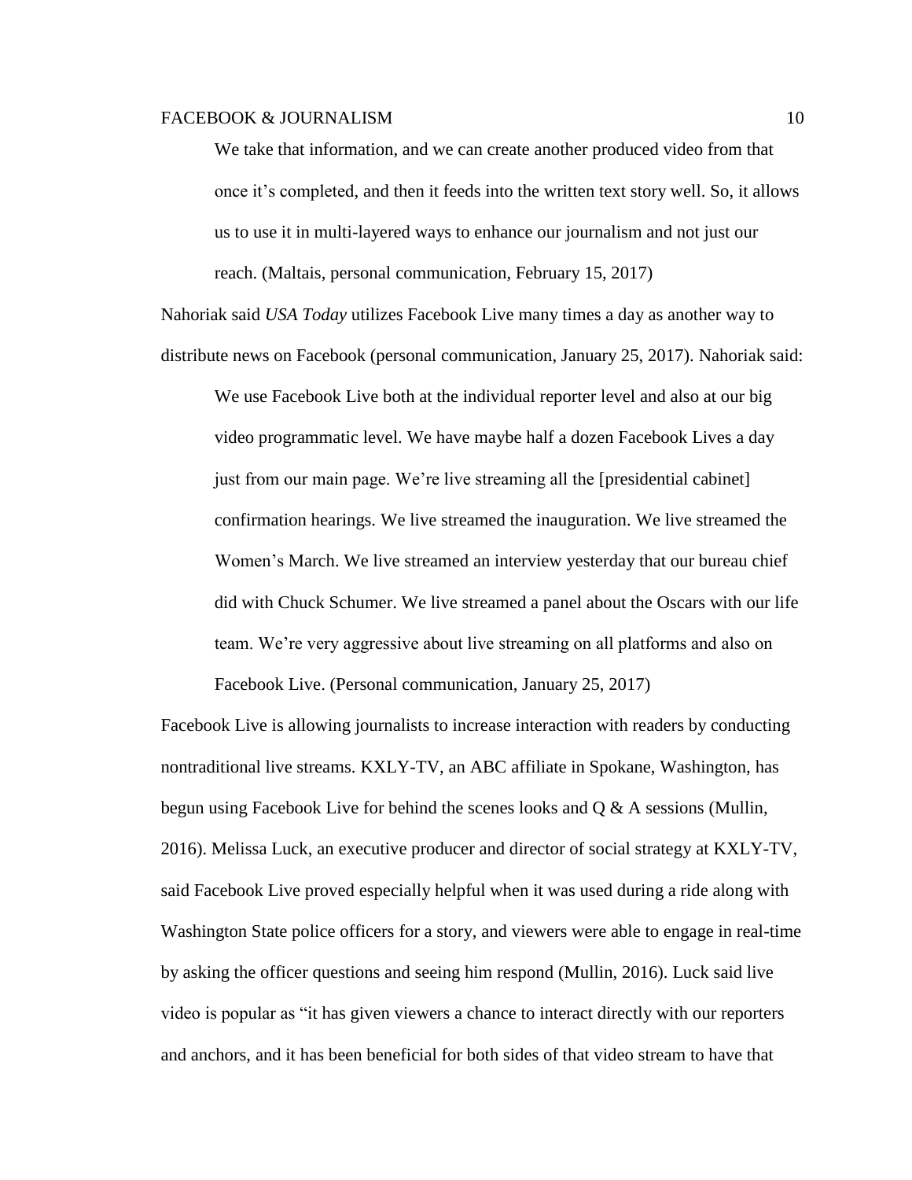> We take that information, and we can create another produced video from that once it's completed, and then it feeds into the written text story well. So, it allows us to use it in multi-layered ways to enhance our journalism and not just our reach. (Maltais, personal communication, February 15, 2017)

Nahoriak said *USA Today* utilizes Facebook Live many times a day as another way to distribute news on Facebook (personal communication, January 25, 2017). Nahoriak said:

> We use Facebook Live both at the individual reporter level and also at our big video programmatic level. We have maybe half a dozen Facebook Lives a day just from our main page. We're live streaming all the [presidential cabinet] confirmation hearings. We live streamed the inauguration. We live streamed the Women's March. We live streamed an interview yesterday that our bureau chief did with Chuck Schumer. We live streamed a panel about the Oscars with our life team. We're very aggressive about live streaming on all platforms and also on Facebook Live. (Personal communication, January 25, 2017)

Facebook Live is allowing journalists to increase interaction with readers by conducting nontraditional live streams. KXLY-TV, an ABC affiliate in Spokane, Washington, has begun using Facebook Live for behind the scenes looks and Q & A sessions (Mullin, 2016). Melissa Luck, an executive producer and director of social strategy at KXLY-TV, said Facebook Live proved especially helpful when it was used during a ride along with Washington State police officers for a story, and viewers were able to engage in real-time by asking the officer questions and seeing him respond (Mullin, 2016). Luck said live video is popular as "it has given viewers a chance to interact directly with our reporters and anchors, and it has been beneficial for both sides of that video stream to have that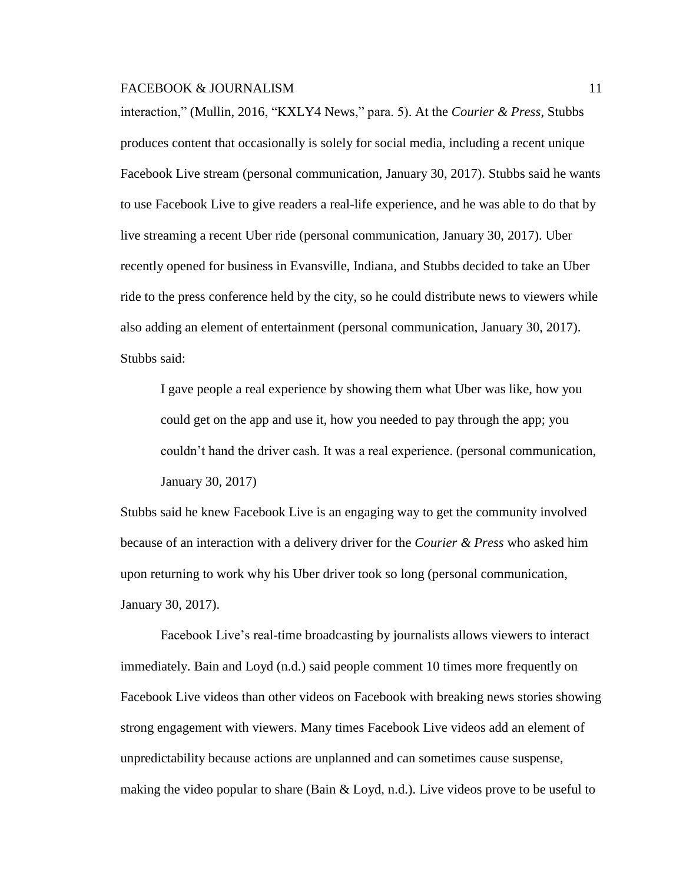interaction," (Mullin, 2016, "KXLY4 News," para. 5). At the *Courier & Press*, Stubbs produces content that occasionally is solely for social media, including a recent unique Facebook Live stream (personal communication, January 30, 2017). Stubbs said he wants to use Facebook Live to give readers a real-life experience, and he was able to do that by live streaming a recent Uber ride (personal communication, January 30, 2017). Uber recently opened for business in Evansville, Indiana, and Stubbs decided to take an Uber ride to the press conference held by the city, so he could distribute news to viewers while also adding an element of entertainment (personal communication, January 30, 2017). Stubbs said:

> I gave people a real experience by showing them what Uber was like, how you could get on the app and use it, how you needed to pay through the app; you couldn't hand the driver cash. It was a real experience. (personal communication, January 30, 2017)

Stubbs said he knew Facebook Live is an engaging way to get the community involved because of an interaction with a delivery driver for the *Courier & Press* who asked him upon returning to work why his Uber driver took so long (personal communication, January 30, 2017).

Facebook Live's real-time broadcasting by journalists allows viewers to interact immediately. Bain and Loyd (n.d.) said people comment 10 times more frequently on Facebook Live videos than other videos on Facebook with breaking news stories showing strong engagement with viewers. Many times Facebook Live videos add an element of unpredictability because actions are unplanned and can sometimes cause suspense, making the video popular to share (Bain & Loyd, n.d.). Live videos prove to be useful to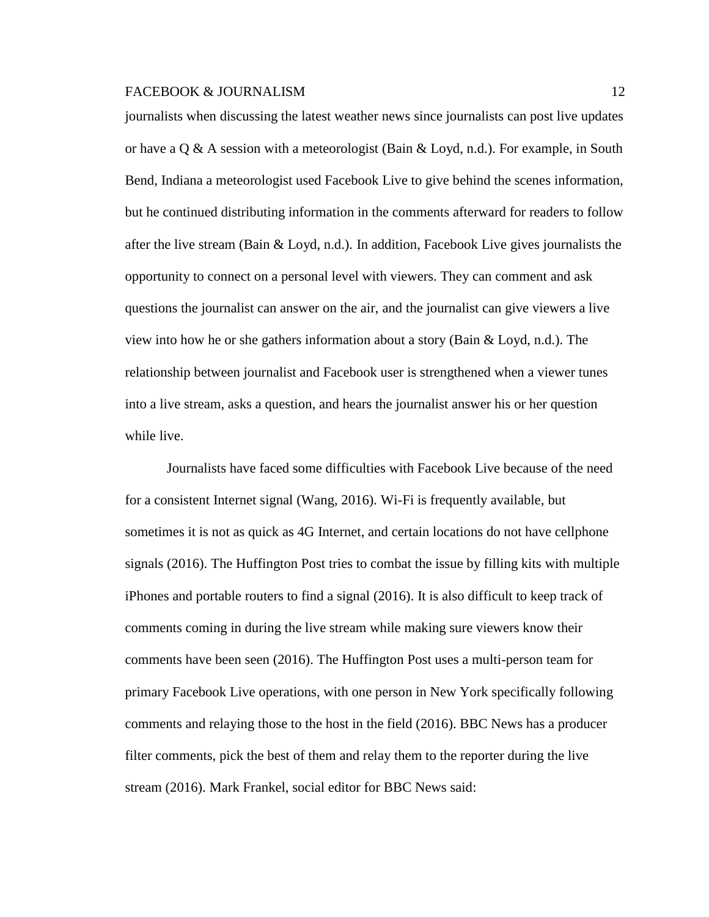journalists when discussing the latest weather news since journalists can post live updates or have a Q & A session with a meteorologist (Bain & Loyd, n.d.). For example, in South Bend, Indiana a meteorologist used Facebook Live to give behind the scenes information, but he continued distributing information in the comments afterward for readers to follow after the live stream (Bain & Loyd, n.d.). In addition, Facebook Live gives journalists the opportunity to connect on a personal level with viewers. They can comment and ask questions the journalist can answer on the air, and the journalist can give viewers a live view into how he or she gathers information about a story (Bain & Loyd, n.d.). The relationship between journalist and Facebook user is strengthened when a viewer tunes into a live stream, asks a question, and hears the journalist answer his or her question while live.

Journalists have faced some difficulties with Facebook Live because of the need for a consistent Internet signal (Wang, 2016). Wi-Fi is frequently available, but sometimes it is not as quick as 4G Internet, and certain locations do not have cellphone signals (2016). The Huffington Post tries to combat the issue by filling kits with multiple iPhones and portable routers to find a signal (2016). It is also difficult to keep track of comments coming in during the live stream while making sure viewers know their comments have been seen (2016). The Huffington Post uses a multi-person team for primary Facebook Live operations, with one person in New York specifically following comments and relaying those to the host in the field (2016). BBC News has a producer filter comments, pick the best of them and relay them to the reporter during the live stream (2016). Mark Frankel, social editor for BBC News said: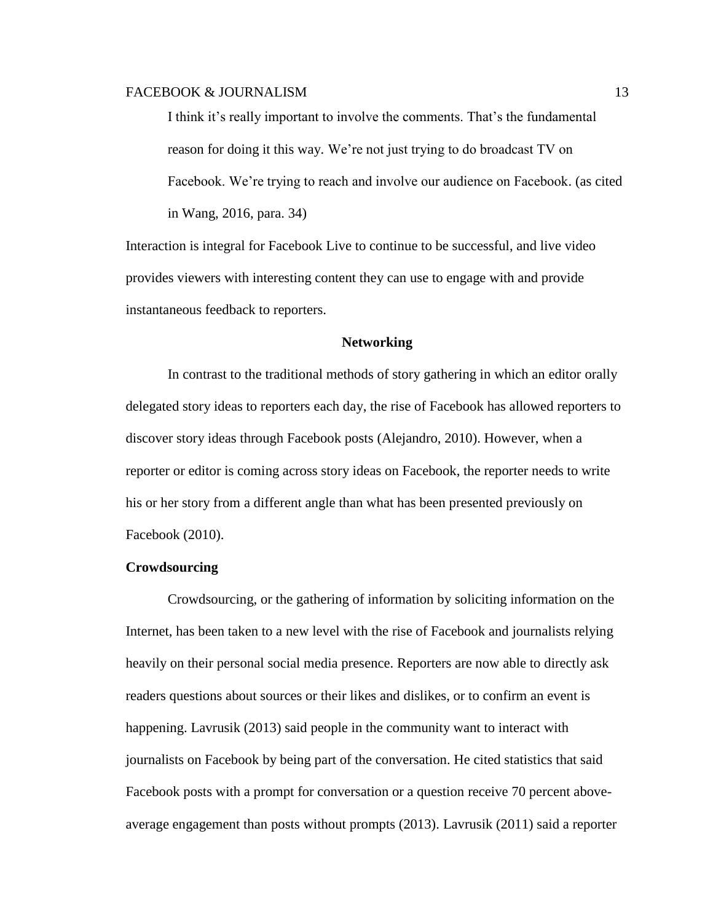> I think it's really important to involve the comments. That's the fundamental reason for doing it this way. We're not just trying to do broadcast TV on Facebook. We're trying to reach and involve our audience on Facebook. (as cited in Wang, 2016, para. 34)

Interaction is integral for Facebook Live to continue to be successful, and live video provides viewers with interesting content they can use to engage with and provide instantaneous feedback to reporters.

## Networking

In contrast to the traditional methods of story gathering in which an editor orally delegated story ideas to reporters each day, the rise of Facebook has allowed reporters to discover story ideas through Facebook posts (Alejandro, 2010). However, when a reporter or editor is coming across story ideas on Facebook, the reporter needs to write his or her story from a different angle than what has been presented previously on Facebook (2010).

### Crowdsourcing

Crowdsourcing, or the gathering of information by soliciting information on the Internet, has been taken to a new level with the rise of Facebook and journalists relying heavily on their personal social media presence. Reporters are now able to directly ask readers questions about sources or their likes and dislikes, or to confirm an event is happening. Lavrusik (2013) said people in the community want to interact with journalists on Facebook by being part of the conversation. He cited statistics that said Facebook posts with a prompt for conversation or a question receive 70 percent above-average engagement than posts without prompts (2013). Lavrusik (2011) said a reporter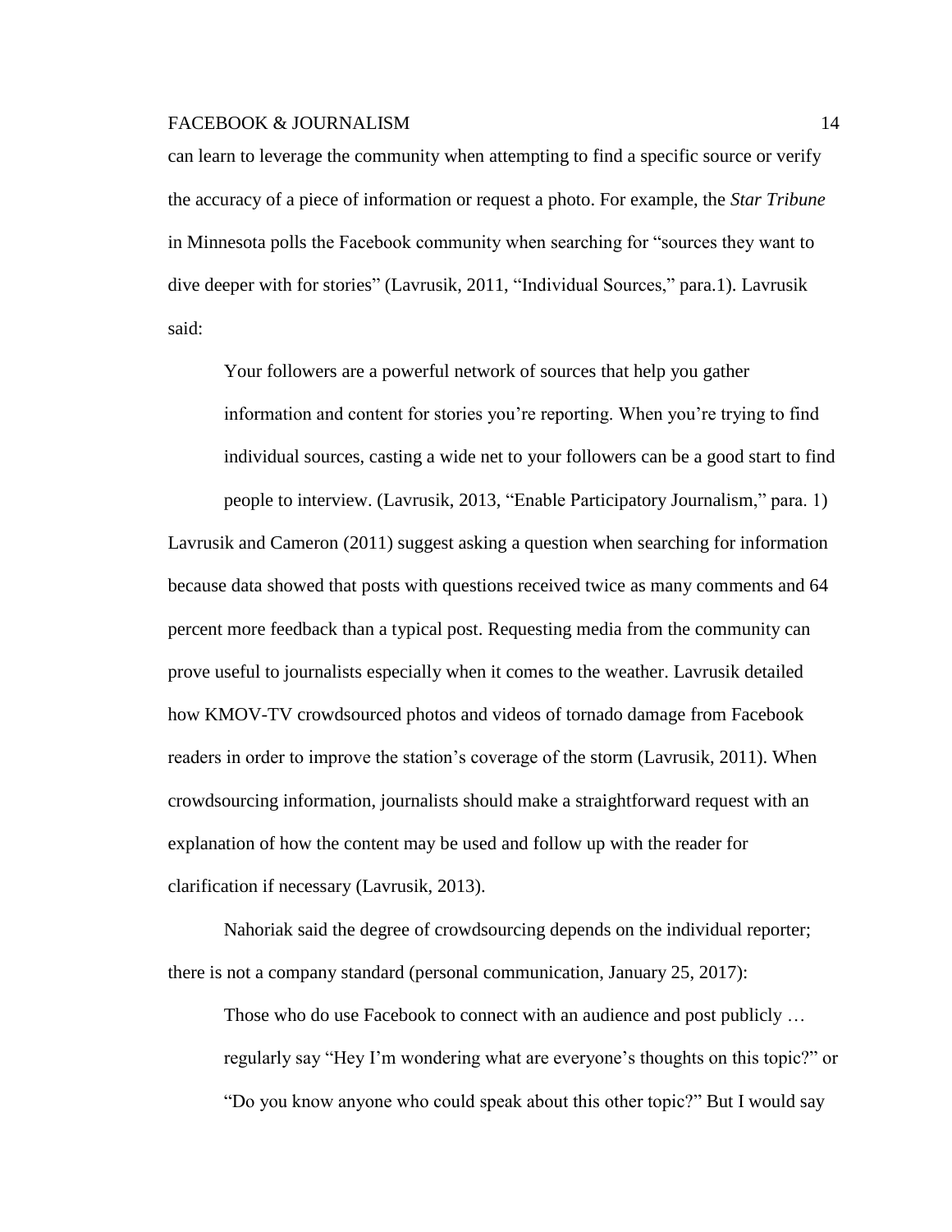can learn to leverage the community when attempting to find a specific source or verify the accuracy of a piece of information or request a photo. For example, the *Star Tribune* in Minnesota polls the Facebook community when searching for "sources they want to dive deeper with for stories" (Lavrusik, 2011, "Individual Sources," para.1). Lavrusik said:

> Your followers are a powerful network of sources that help you gather information and content for stories you're reporting. When you're trying to find individual sources, casting a wide net to your followers can be a good start to find people to interview. (Lavrusik, 2013, "Enable Participatory Journalism," para. 1)

Lavrusik and Cameron (2011) suggest asking a question when searching for information because data showed that posts with questions received twice as many comments and 64 percent more feedback than a typical post. Requesting media from the community can prove useful to journalists especially when it comes to the weather. Lavrusik detailed how KMOV-TV crowdsourced photos and videos of tornado damage from Facebook readers in order to improve the station's coverage of the storm (Lavrusik, 2011). When crowdsourcing information, journalists should make a straightforward request with an explanation of how the content may be used and follow up with the reader for clarification if necessary (Lavrusik, 2013).

Nahoriak said the degree of crowdsourcing depends on the individual reporter; there is not a company standard (personal communication, January 25, 2017):

> Those who do use Facebook to connect with an audience and post publicly … regularly say "Hey I'm wondering what are everyone's thoughts on this topic?" or "Do you know anyone who could speak about this other topic?" But I would say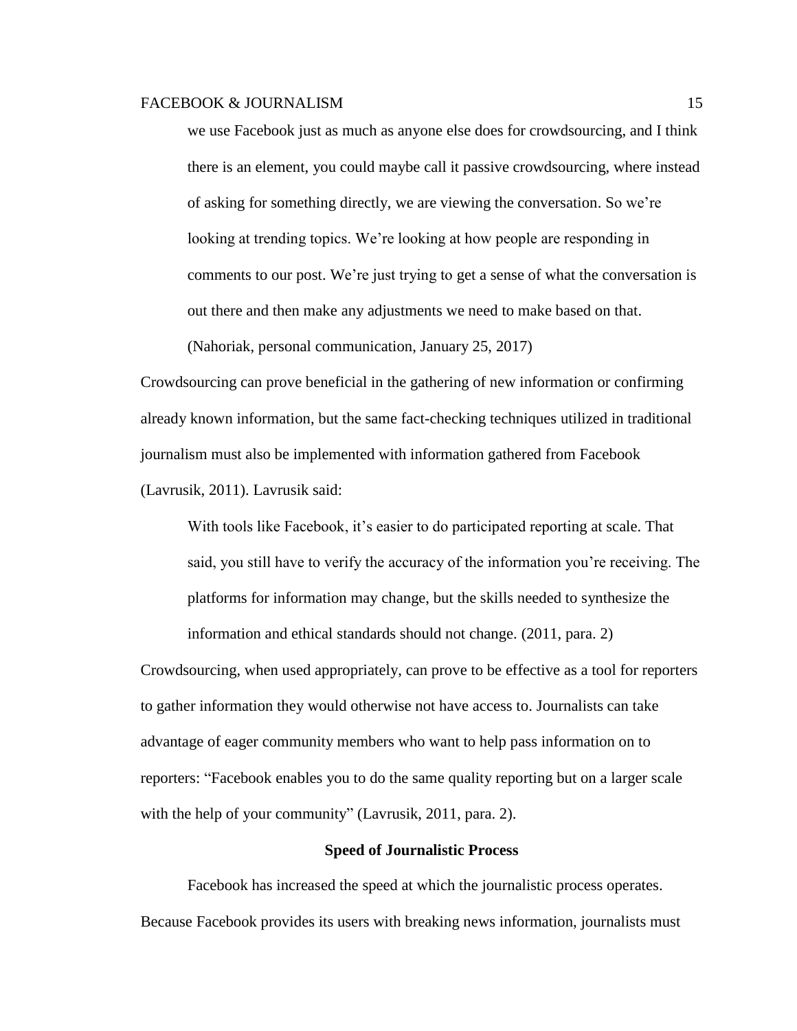> we use Facebook just as much as anyone else does for crowdsourcing, and I think there is an element, you could maybe call it passive crowdsourcing, where instead of asking for something directly, we are viewing the conversation. So we're looking at trending topics. We're looking at how people are responding in comments to our post. We're just trying to get a sense of what the conversation is out there and then make any adjustments we need to make based on that. (Nahoriak, personal communication, January 25, 2017)

Crowdsourcing can prove beneficial in the gathering of new information or confirming already known information, but the same fact-checking techniques utilized in traditional journalism must also be implemented with information gathered from Facebook (Lavrusik, 2011). Lavrusik said:

> With tools like Facebook, it's easier to do participated reporting at scale. That said, you still have to verify the accuracy of the information you're receiving. The platforms for information may change, but the skills needed to synthesize the information and ethical standards should not change. (2011, para. 2)

Crowdsourcing, when used appropriately, can prove to be effective as a tool for reporters to gather information they would otherwise not have access to. Journalists can take advantage of eager community members who want to help pass information on to reporters: "Facebook enables you to do the same quality reporting but on a larger scale with the help of your community" (Lavrusik, 2011, para. 2).

## Speed of Journalistic Process

Facebook has increased the speed at which the journalistic process operates. Because Facebook provides its users with breaking news information, journalists must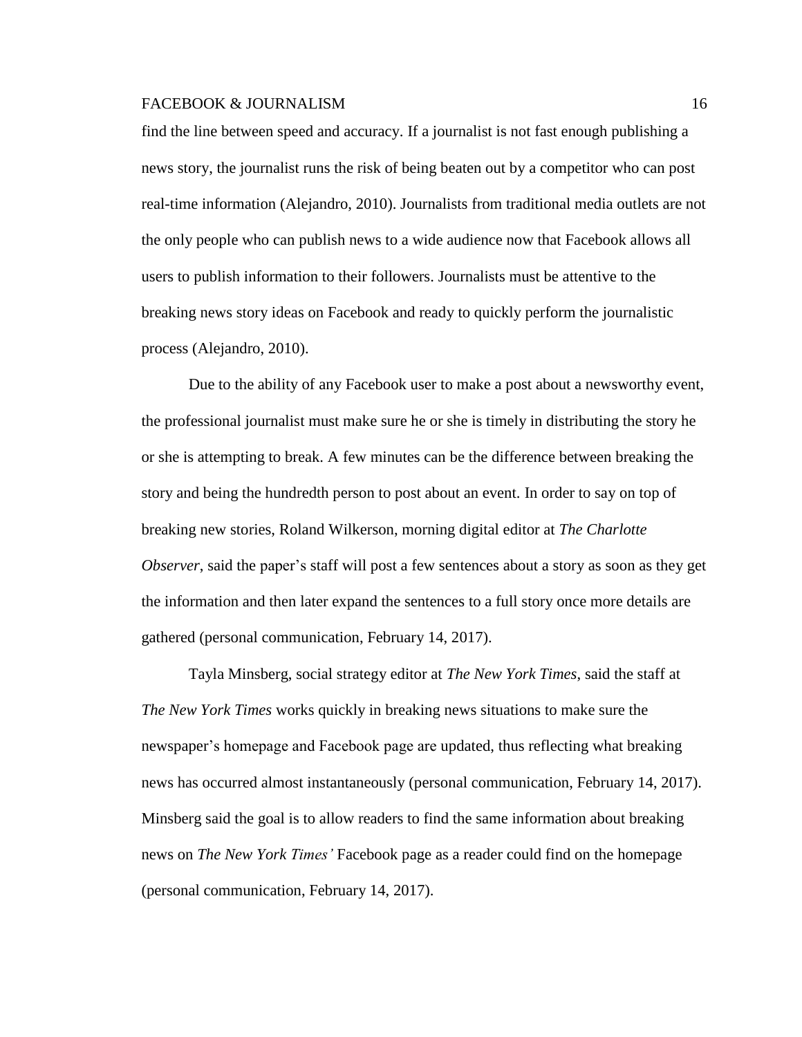find the line between speed and accuracy. If a journalist is not fast enough publishing a news story, the journalist runs the risk of being beaten out by a competitor who can post real-time information (Alejandro, 2010). Journalists from traditional media outlets are not the only people who can publish news to a wide audience now that Facebook allows all users to publish information to their followers. Journalists must be attentive to the breaking news story ideas on Facebook and ready to quickly perform the journalistic process (Alejandro, 2010).

Due to the ability of any Facebook user to make a post about a newsworthy event, the professional journalist must make sure he or she is timely in distributing the story he or she is attempting to break. A few minutes can be the difference between breaking the story and being the hundredth person to post about an event. In order to say on top of breaking new stories, Roland Wilkerson, morning digital editor at *The Charlotte Observer*, said the paper's staff will post a few sentences about a story as soon as they get the information and then later expand the sentences to a full story once more details are gathered (personal communication, February 14, 2017).

Tayla Minsberg, social strategy editor at *The New York Times*, said the staff at *The New York Times* works quickly in breaking news situations to make sure the newspaper's homepage and Facebook page are updated, thus reflecting what breaking news has occurred almost instantaneously (personal communication, February 14, 2017). Minsberg said the goal is to allow readers to find the same information about breaking news on *The New York Times'* Facebook page as a reader could find on the homepage (personal communication, February 14, 2017).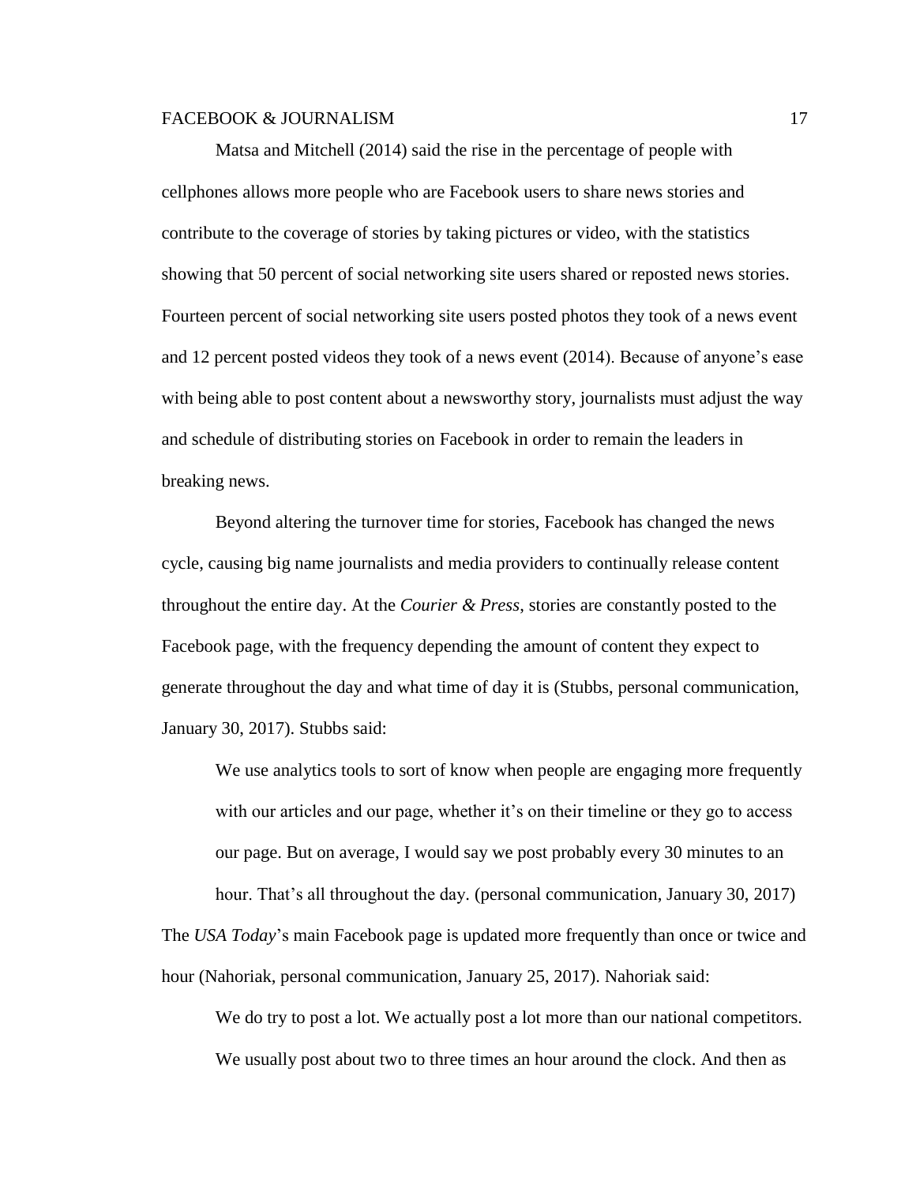Matsa and Mitchell (2014) said the rise in the percentage of people with cellphones allows more people who are Facebook users to share news stories and contribute to the coverage of stories by taking pictures or video, with the statistics showing that 50 percent of social networking site users shared or reposted news stories. Fourteen percent of social networking site users posted photos they took of a news event and 12 percent posted videos they took of a news event (2014). Because of anyone's ease with being able to post content about a newsworthy story, journalists must adjust the way and schedule of distributing stories on Facebook in order to remain the leaders in breaking news.

Beyond altering the turnover time for stories, Facebook has changed the news cycle, causing big name journalists and media providers to continually release content throughout the entire day. At the *Courier & Press*, stories are constantly posted to the Facebook page, with the frequency depending the amount of content they expect to generate throughout the day and what time of day it is (Stubbs, personal communication, January 30, 2017). Stubbs said:

> We use analytics tools to sort of know when people are engaging more frequently with our articles and our page, whether it's on their timeline or they go to access our page. But on average, I would say we post probably every 30 minutes to an hour. That's all throughout the day. (personal communication, January 30, 2017)

The *USA Today*'s main Facebook page is updated more frequently than once or twice and hour (Nahoriak, personal communication, January 25, 2017). Nahoriak said:

> We do try to post a lot. We actually post a lot more than our national competitors. We usually post about two to three times an hour around the clock. And then as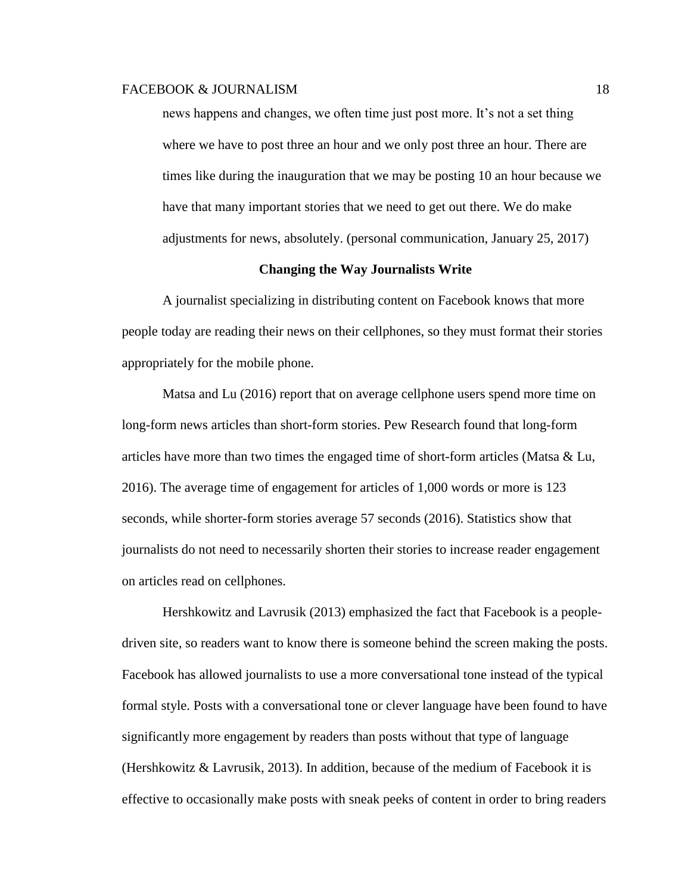> news happens and changes, we often time just post more. It's not a set thing where we have to post three an hour and we only post three an hour. There are times like during the inauguration that we may be posting 10 an hour because we have that many important stories that we need to get out there. We do make adjustments for news, absolutely. (personal communication, January 25, 2017)

## Changing the Way Journalists Write

A journalist specializing in distributing content on Facebook knows that more people today are reading their news on their cellphones, so they must format their stories appropriately for the mobile phone.

Matsa and Lu (2016) report that on average cellphone users spend more time on long-form news articles than short-form stories. Pew Research found that long-form articles have more than two times the engaged time of short-form articles (Matsa & Lu, 2016). The average time of engagement for articles of 1,000 words or more is 123 seconds, while shorter-form stories average 57 seconds (2016). Statistics show that journalists do not need to necessarily shorten their stories to increase reader engagement on articles read on cellphones.

Hershkowitz and Lavrusik (2013) emphasized the fact that Facebook is a people-driven site, so readers want to know there is someone behind the screen making the posts. Facebook has allowed journalists to use a more conversational tone instead of the typical formal style. Posts with a conversational tone or clever language have been found to have significantly more engagement by readers than posts without that type of language (Hershkowitz & Lavrusik, 2013). In addition, because of the medium of Facebook it is effective to occasionally make posts with sneak peeks of content in order to bring readers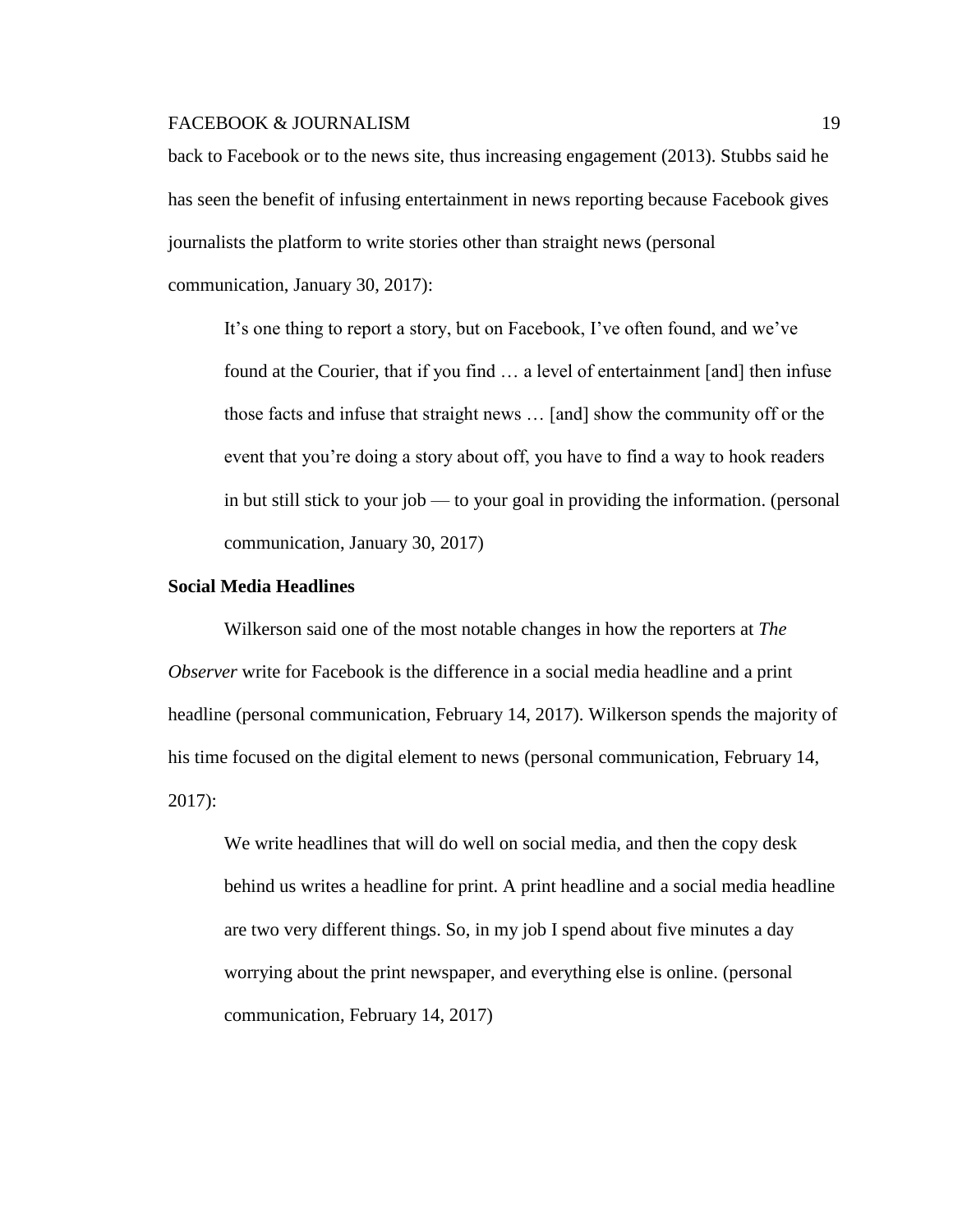back to Facebook or to the news site, thus increasing engagement (2013). Stubbs said he has seen the benefit of infusing entertainment in news reporting because Facebook gives journalists the platform to write stories other than straight news (personal communication, January 30, 2017):

> It's one thing to report a story, but on Facebook, I've often found, and we've found at the Courier, that if you find … a level of entertainment [and] then infuse those facts and infuse that straight news … [and] show the community off or the event that you're doing a story about off, you have to find a way to hook readers in but still stick to your job — to your goal in providing the information. (personal communication, January 30, 2017)

## Social Media Headlines

Wilkerson said one of the most notable changes in how the reporters at *The Observer* write for Facebook is the difference in a social media headline and a print headline (personal communication, February 14, 2017). Wilkerson spends the majority of his time focused on the digital element to news (personal communication, February 14, 2017):

> We write headlines that will do well on social media, and then the copy desk behind us writes a headline for print. A print headline and a social media headline are two very different things. So, in my job I spend about five minutes a day worrying about the print newspaper, and everything else is online. (personal communication, February 14, 2017)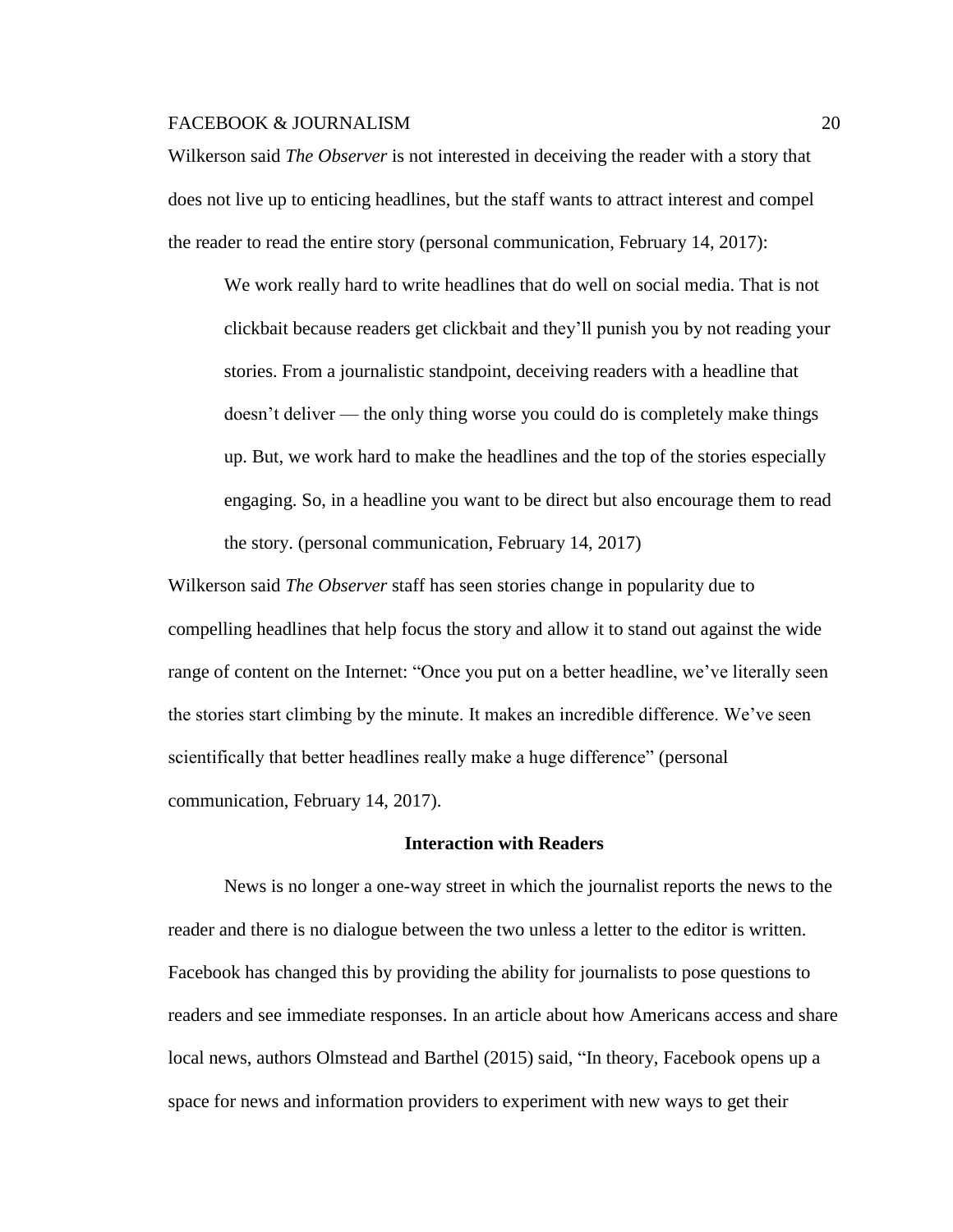Wilkerson said *The Observer* is not interested in deceiving the reader with a story that does not live up to enticing headlines, but the staff wants to attract interest and compel the reader to read the entire story (personal communication, February 14, 2017):

> We work really hard to write headlines that do well on social media. That is not clickbait because readers get clickbait and they'll punish you by not reading your stories. From a journalistic standpoint, deceiving readers with a headline that doesn't deliver — the only thing worse you could do is completely make things up. But, we work hard to make the headlines and the top of the stories especially engaging. So, in a headline you want to be direct but also encourage them to read the story. (personal communication, February 14, 2017)

Wilkerson said *The Observer* staff has seen stories change in popularity due to compelling headlines that help focus the story and allow it to stand out against the wide range of content on the Internet: "Once you put on a better headline, we've literally seen the stories start climbing by the minute. It makes an incredible difference. We've seen scientifically that better headlines really make a huge difference" (personal communication, February 14, 2017).

## Interaction with Readers

News is no longer a one-way street in which the journalist reports the news to the reader and there is no dialogue between the two unless a letter to the editor is written. Facebook has changed this by providing the ability for journalists to pose questions to readers and see immediate responses. In an article about how Americans access and share local news, authors Olmstead and Barthel (2015) said, "In theory, Facebook opens up a space for news and information providers to experiment with new ways to get their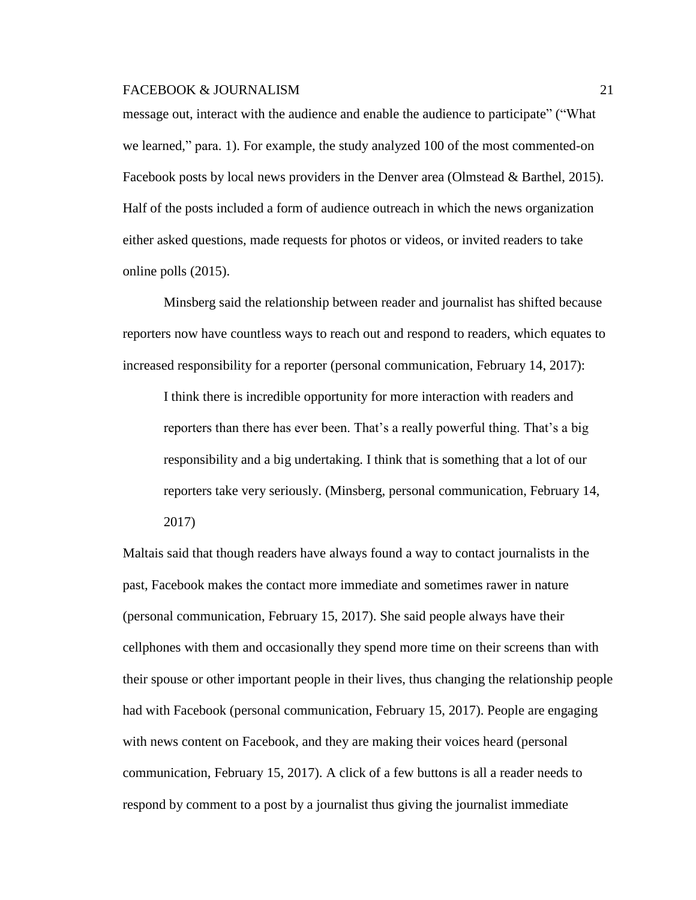message out, interact with the audience and enable the audience to participate" ("What we learned," para. 1). For example, the study analyzed 100 of the most commented-on Facebook posts by local news providers in the Denver area (Olmstead & Barthel, 2015). Half of the posts included a form of audience outreach in which the news organization either asked questions, made requests for photos or videos, or invited readers to take online polls (2015).

Minsberg said the relationship between reader and journalist has shifted because reporters now have countless ways to reach out and respond to readers, which equates to increased responsibility for a reporter (personal communication, February 14, 2017):

> I think there is incredible opportunity for more interaction with readers and reporters than there has ever been. That's a really powerful thing. That's a big responsibility and a big undertaking. I think that is something that a lot of our reporters take very seriously. (Minsberg, personal communication, February 14, 2017)

Maltais said that though readers have always found a way to contact journalists in the past, Facebook makes the contact more immediate and sometimes rawer in nature (personal communication, February 15, 2017). She said people always have their cellphones with them and occasionally they spend more time on their screens than with their spouse or other important people in their lives, thus changing the relationship people had with Facebook (personal communication, February 15, 2017). People are engaging with news content on Facebook, and they are making their voices heard (personal communication, February 15, 2017). A click of a few buttons is all a reader needs to respond by comment to a post by a journalist thus giving the journalist immediate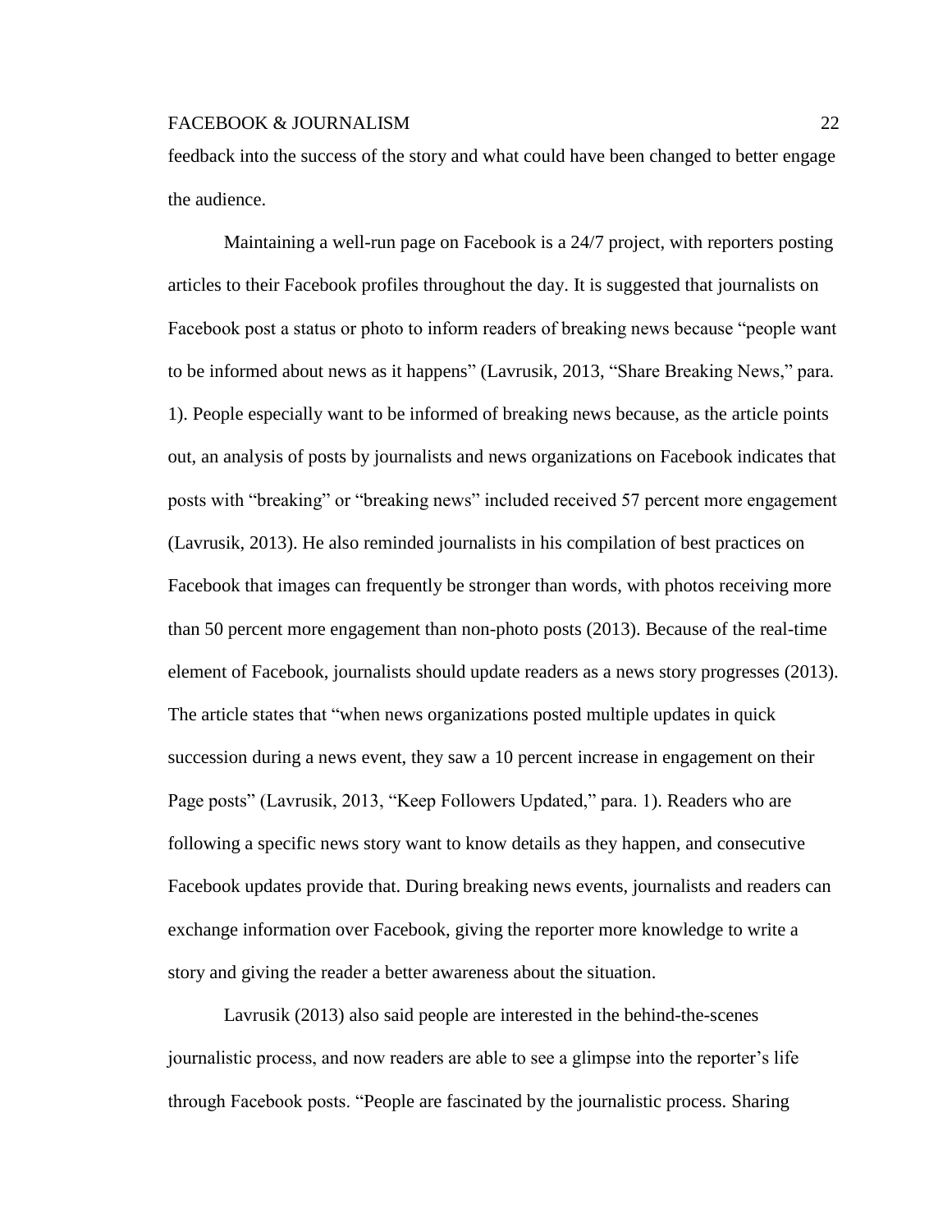feedback into the success of the story and what could have been changed to better engage the audience.

Maintaining a well-run page on Facebook is a 24/7 project, with reporters posting articles to their Facebook profiles throughout the day. It is suggested that journalists on Facebook post a status or photo to inform readers of breaking news because “people want to be informed about news as it happens” (Lavrusik, 2013, “Share Breaking News,” para. 1). People especially want to be informed of breaking news because, as the article points out, an analysis of posts by journalists and news organizations on Facebook indicates that posts with “breaking” or “breaking news” included received 57 percent more engagement (Lavrusik, 2013). He also reminded journalists in his compilation of best practices on Facebook that images can frequently be stronger than words, with photos receiving more than 50 percent more engagement than non-photo posts (2013). Because of the real-time element of Facebook, journalists should update readers as a news story progresses (2013). The article states that “when news organizations posted multiple updates in quick succession during a news event, they saw a 10 percent increase in engagement on their Page posts” (Lavrusik, 2013, “Keep Followers Updated,” para. 1). Readers who are following a specific news story want to know details as they happen, and consecutive Facebook updates provide that. During breaking news events, journalists and readers can exchange information over Facebook, giving the reporter more knowledge to write a story and giving the reader a better awareness about the situation.

Lavrusik (2013) also said people are interested in the behind-the-scenes journalistic process, and now readers are able to see a glimpse into the reporter’s life through Facebook posts. “People are fascinated by the journalistic process. Sharing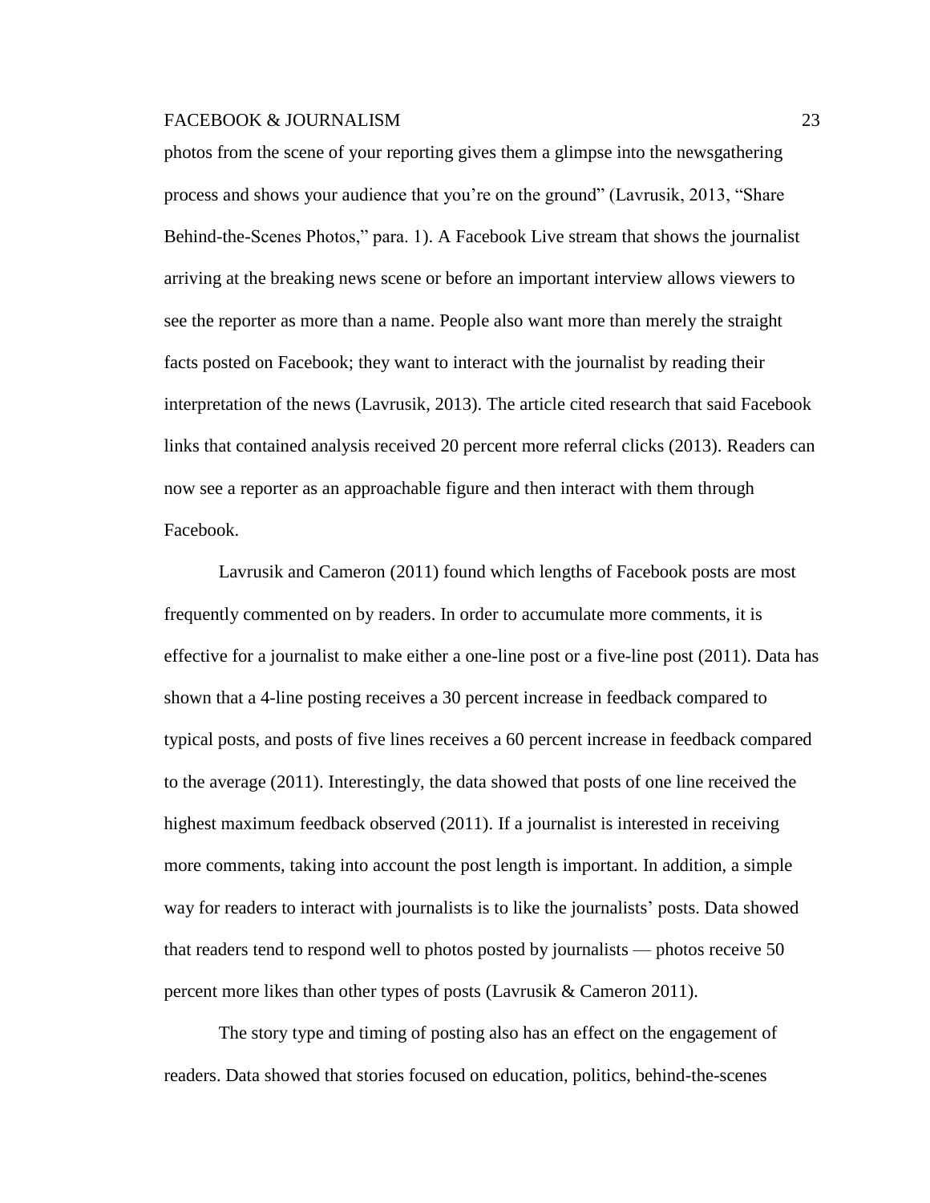photos from the scene of your reporting gives them a glimpse into the newsgathering process and shows your audience that you're on the ground" (Lavrusik, 2013, "Share Behind-the-Scenes Photos," para. 1). A Facebook Live stream that shows the journalist arriving at the breaking news scene or before an important interview allows viewers to see the reporter as more than a name. People also want more than merely the straight facts posted on Facebook; they want to interact with the journalist by reading their interpretation of the news (Lavrusik, 2013). The article cited research that said Facebook links that contained analysis received 20 percent more referral clicks (2013). Readers can now see a reporter as an approachable figure and then interact with them through Facebook.

Lavrusik and Cameron (2011) found which lengths of Facebook posts are most frequently commented on by readers. In order to accumulate more comments, it is effective for a journalist to make either a one-line post or a five-line post (2011). Data has shown that a 4-line posting receives a 30 percent increase in feedback compared to typical posts, and posts of five lines receives a 60 percent increase in feedback compared to the average (2011). Interestingly, the data showed that posts of one line received the highest maximum feedback observed (2011). If a journalist is interested in receiving more comments, taking into account the post length is important. In addition, a simple way for readers to interact with journalists is to like the journalists' posts. Data showed that readers tend to respond well to photos posted by journalists — photos receive 50 percent more likes than other types of posts (Lavrusik & Cameron 2011).

The story type and timing of posting also has an effect on the engagement of readers. Data showed that stories focused on education, politics, behind-the-scenes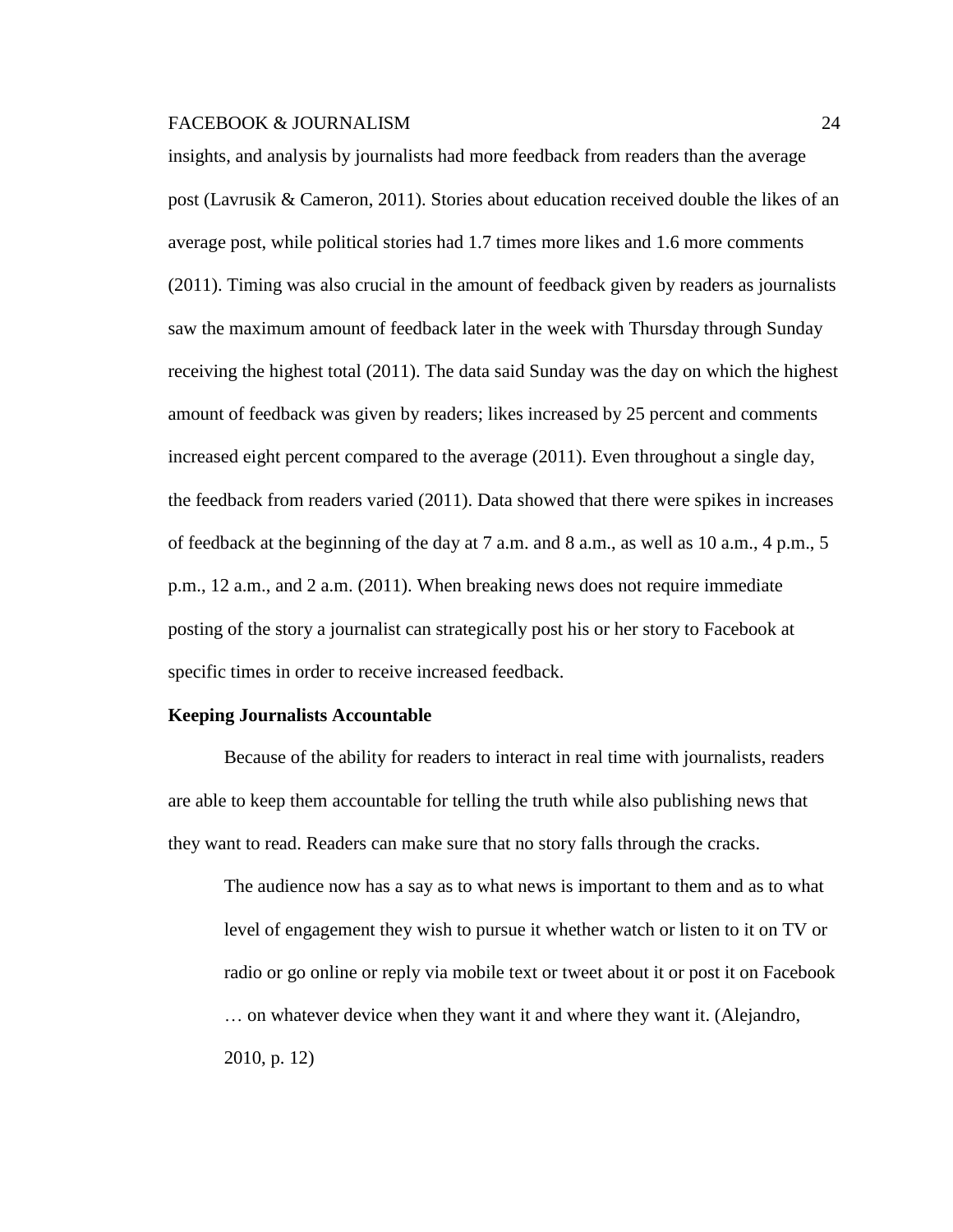insights, and analysis by journalists had more feedback from readers than the average post (Lavrusik & Cameron, 2011). Stories about education received double the likes of an average post, while political stories had 1.7 times more likes and 1.6 more comments (2011). Timing was also crucial in the amount of feedback given by readers as journalists saw the maximum amount of feedback later in the week with Thursday through Sunday receiving the highest total (2011). The data said Sunday was the day on which the highest amount of feedback was given by readers; likes increased by 25 percent and comments increased eight percent compared to the average (2011). Even throughout a single day, the feedback from readers varied (2011). Data showed that there were spikes in increases of feedback at the beginning of the day at 7 a.m. and 8 a.m., as well as 10 a.m., 4 p.m., 5 p.m., 12 a.m., and 2 a.m. (2011). When breaking news does not require immediate posting of the story a journalist can strategically post his or her story to Facebook at specific times in order to receive increased feedback.

**Keeping Journalists Accountable**

Because of the ability for readers to interact in real time with journalists, readers are able to keep them accountable for telling the truth while also publishing news that they want to read. Readers can make sure that no story falls through the cracks.

> The audience now has a say as to what news is important to them and as to what level of engagement they wish to pursue it whether watch or listen to it on TV or radio or go online or reply via mobile text or tweet about it or post it on Facebook … on whatever device when they want it and where they want it. (Alejandro, 2010, p. 12)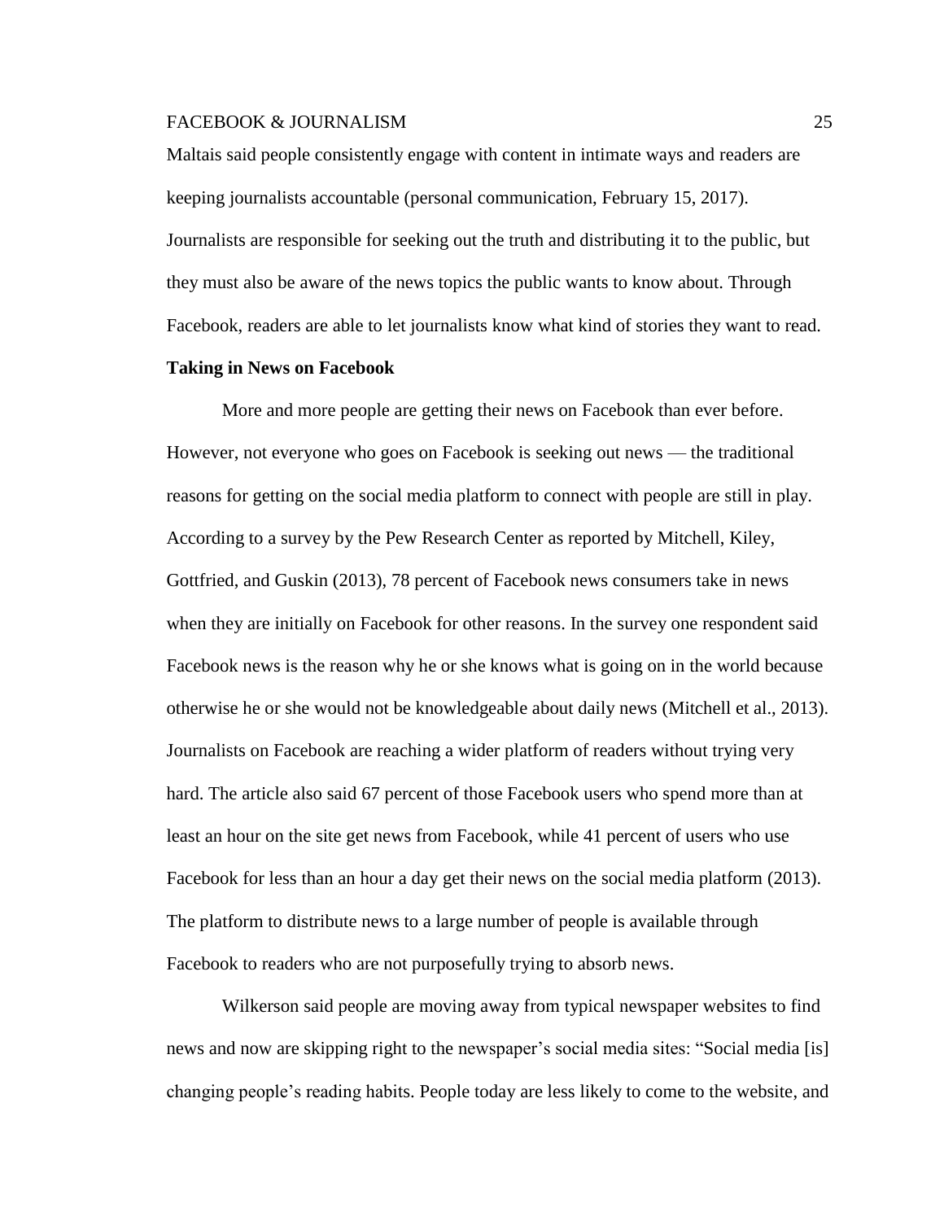Maltais said people consistently engage with content in intimate ways and readers are keeping journalists accountable (personal communication, February 15, 2017). Journalists are responsible for seeking out the truth and distributing it to the public, but they must also be aware of the news topics the public wants to know about. Through Facebook, readers are able to let journalists know what kind of stories they want to read.

**Taking in News on Facebook**

More and more people are getting their news on Facebook than ever before. However, not everyone who goes on Facebook is seeking out news — the traditional reasons for getting on the social media platform to connect with people are still in play. According to a survey by the Pew Research Center as reported by Mitchell, Kiley, Gottfried, and Guskin (2013), 78 percent of Facebook news consumers take in news when they are initially on Facebook for other reasons. In the survey one respondent said Facebook news is the reason why he or she knows what is going on in the world because otherwise he or she would not be knowledgeable about daily news (Mitchell et al., 2013). Journalists on Facebook are reaching a wider platform of readers without trying very hard. The article also said 67 percent of those Facebook users who spend more than at least an hour on the site get news from Facebook, while 41 percent of users who use Facebook for less than an hour a day get their news on the social media platform (2013). The platform to distribute news to a large number of people is available through Facebook to readers who are not purposefully trying to absorb news.

Wilkerson said people are moving away from typical newspaper websites to find news and now are skipping right to the newspaper's social media sites: "Social media [is] changing people's reading habits. People today are less likely to come to the website, and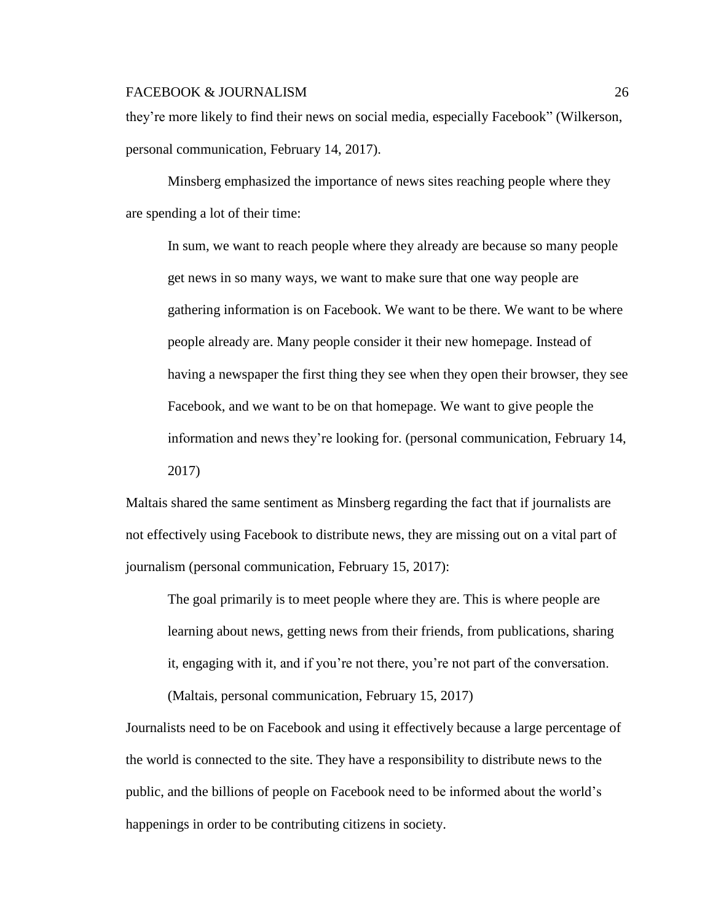they're more likely to find their news on social media, especially Facebook" (Wilkerson, personal communication, February 14, 2017).

Minsberg emphasized the importance of news sites reaching people where they are spending a lot of their time:

> In sum, we want to reach people where they already are because so many people get news in so many ways, we want to make sure that one way people are gathering information is on Facebook. We want to be there. We want to be where people already are. Many people consider it their new homepage. Instead of having a newspaper the first thing they see when they open their browser, they see Facebook, and we want to be on that homepage. We want to give people the information and news they're looking for. (personal communication, February 14, 2017)

Maltais shared the same sentiment as Minsberg regarding the fact that if journalists are not effectively using Facebook to distribute news, they are missing out on a vital part of journalism (personal communication, February 15, 2017):

> The goal primarily is to meet people where they are. This is where people are learning about news, getting news from their friends, from publications, sharing it, engaging with it, and if you're not there, you're not part of the conversation. (Maltais, personal communication, February 15, 2017)

Journalists need to be on Facebook and using it effectively because a large percentage of the world is connected to the site. They have a responsibility to distribute news to the public, and the billions of people on Facebook need to be informed about the world's happenings in order to be contributing citizens in society.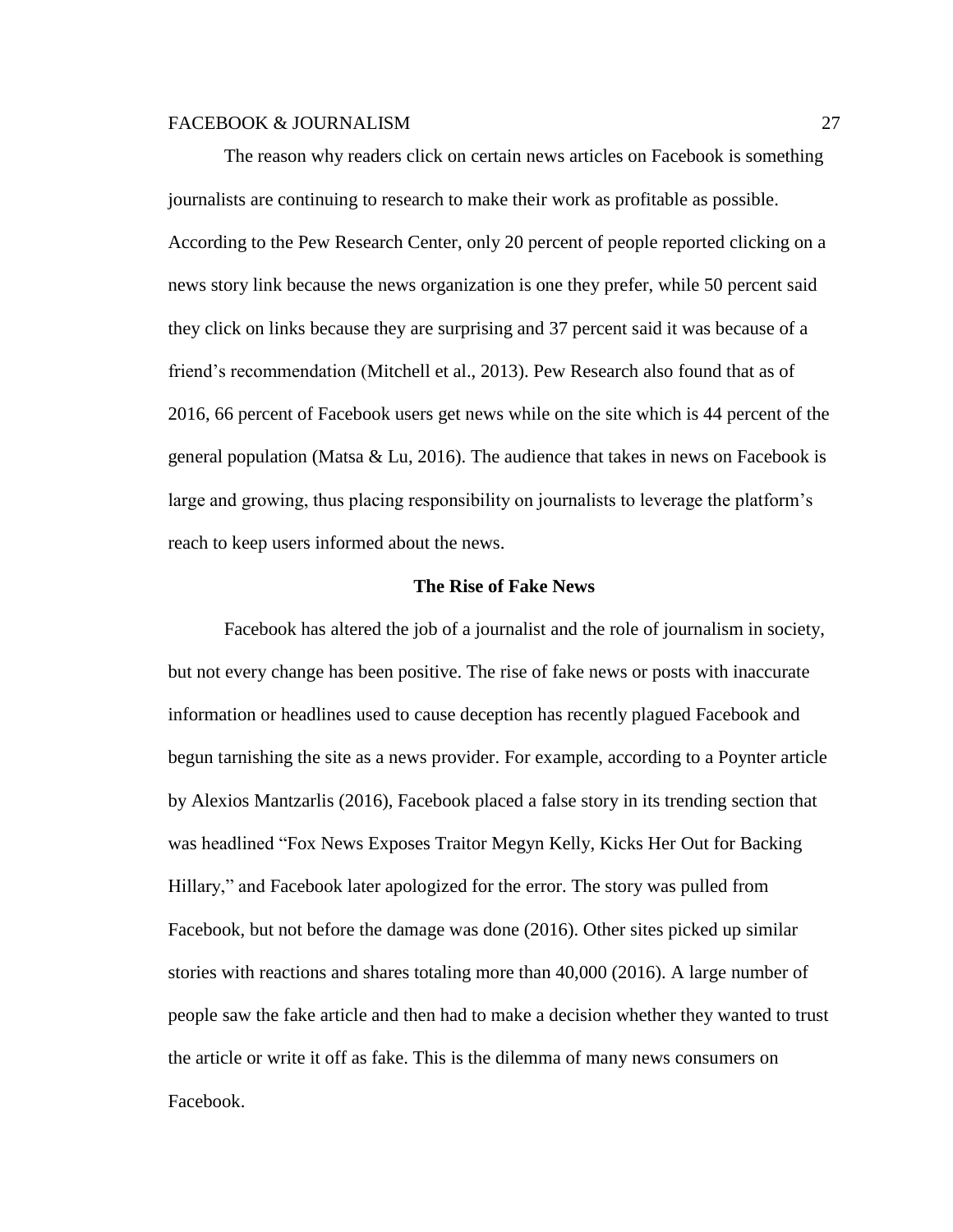The reason why readers click on certain news articles on Facebook is something journalists are continuing to research to make their work as profitable as possible. According to the Pew Research Center, only 20 percent of people reported clicking on a news story link because the news organization is one they prefer, while 50 percent said they click on links because they are surprising and 37 percent said it was because of a friend's recommendation (Mitchell et al., 2013). Pew Research also found that as of 2016, 66 percent of Facebook users get news while on the site which is 44 percent of the general population (Matsa & Lu, 2016). The audience that takes in news on Facebook is large and growing, thus placing responsibility on journalists to leverage the platform's reach to keep users informed about the news.

## The Rise of Fake News

Facebook has altered the job of a journalist and the role of journalism in society, but not every change has been positive. The rise of fake news or posts with inaccurate information or headlines used to cause deception has recently plagued Facebook and begun tarnishing the site as a news provider. For example, according to a Poynter article by Alexios Mantzarlis (2016), Facebook placed a false story in its trending section that was headlined "Fox News Exposes Traitor Megyn Kelly, Kicks Her Out for Backing Hillary," and Facebook later apologized for the error. The story was pulled from Facebook, but not before the damage was done (2016). Other sites picked up similar stories with reactions and shares totaling more than 40,000 (2016). A large number of people saw the fake article and then had to make a decision whether they wanted to trust the article or write it off as fake. This is the dilemma of many news consumers on Facebook.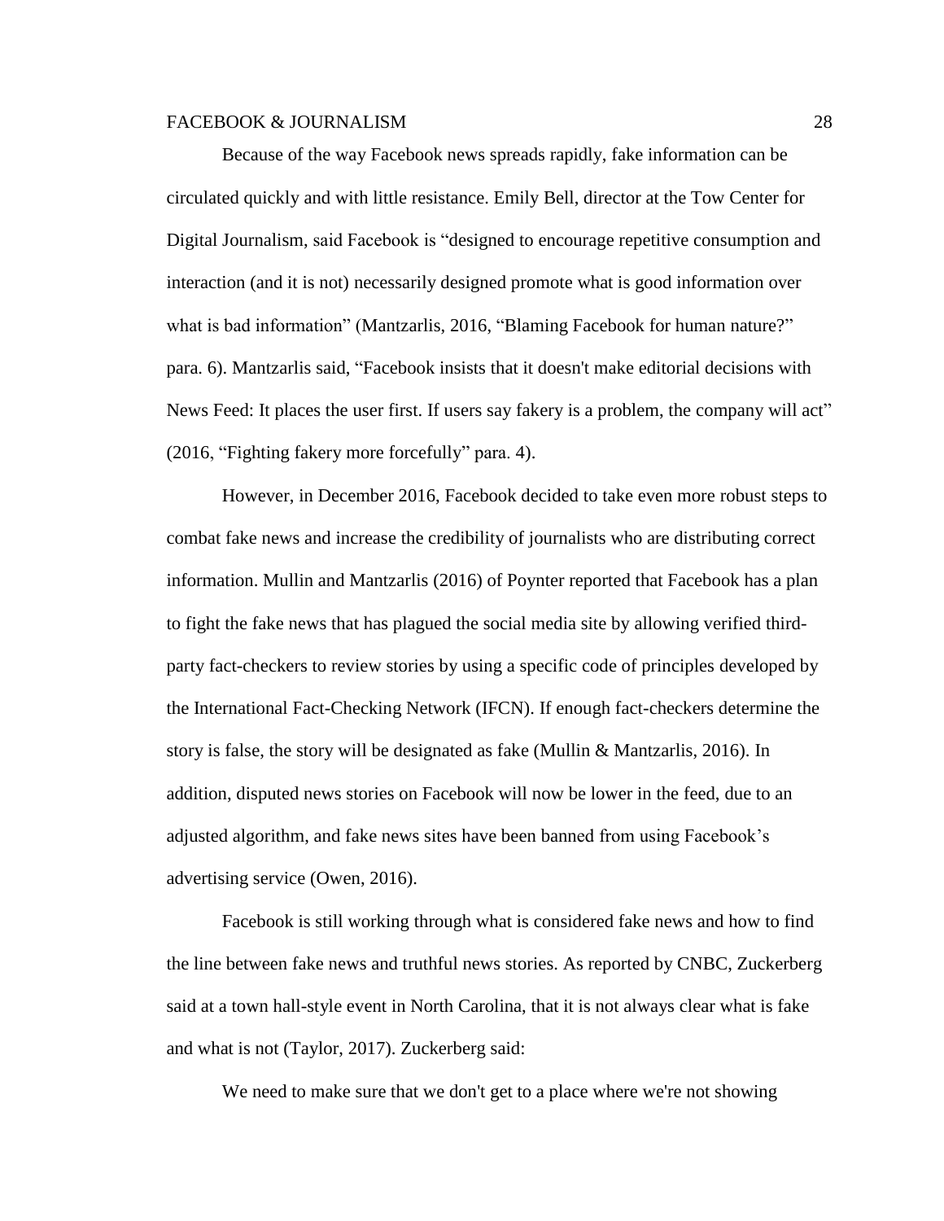Because of the way Facebook news spreads rapidly, fake information can be circulated quickly and with little resistance. Emily Bell, director at the Tow Center for Digital Journalism, said Facebook is "designed to encourage repetitive consumption and interaction (and it is not) necessarily designed promote what is good information over what is bad information" (Mantzarlis, 2016, "Blaming Facebook for human nature?" para. 6). Mantzarlis said, "Facebook insists that it doesn't make editorial decisions with News Feed: It places the user first. If users say fakery is a problem, the company will act" (2016, "Fighting fakery more forcefully" para. 4).

However, in December 2016, Facebook decided to take even more robust steps to combat fake news and increase the credibility of journalists who are distributing correct information. Mullin and Mantzarlis (2016) of Poynter reported that Facebook has a plan to fight the fake news that has plagued the social media site by allowing verified third-party fact-checkers to review stories by using a specific code of principles developed by the International Fact-Checking Network (IFCN). If enough fact-checkers determine the story is false, the story will be designated as fake (Mullin & Mantzarlis, 2016). In addition, disputed news stories on Facebook will now be lower in the feed, due to an adjusted algorithm, and fake news sites have been banned from using Facebook's advertising service (Owen, 2016).

Facebook is still working through what is considered fake news and how to find the line between fake news and truthful news stories. As reported by CNBC, Zuckerberg said at a town hall-style event in North Carolina, that it is not always clear what is fake and what is not (Taylor, 2017). Zuckerberg said:

> We need to make sure that we don't get to a place where we're not showing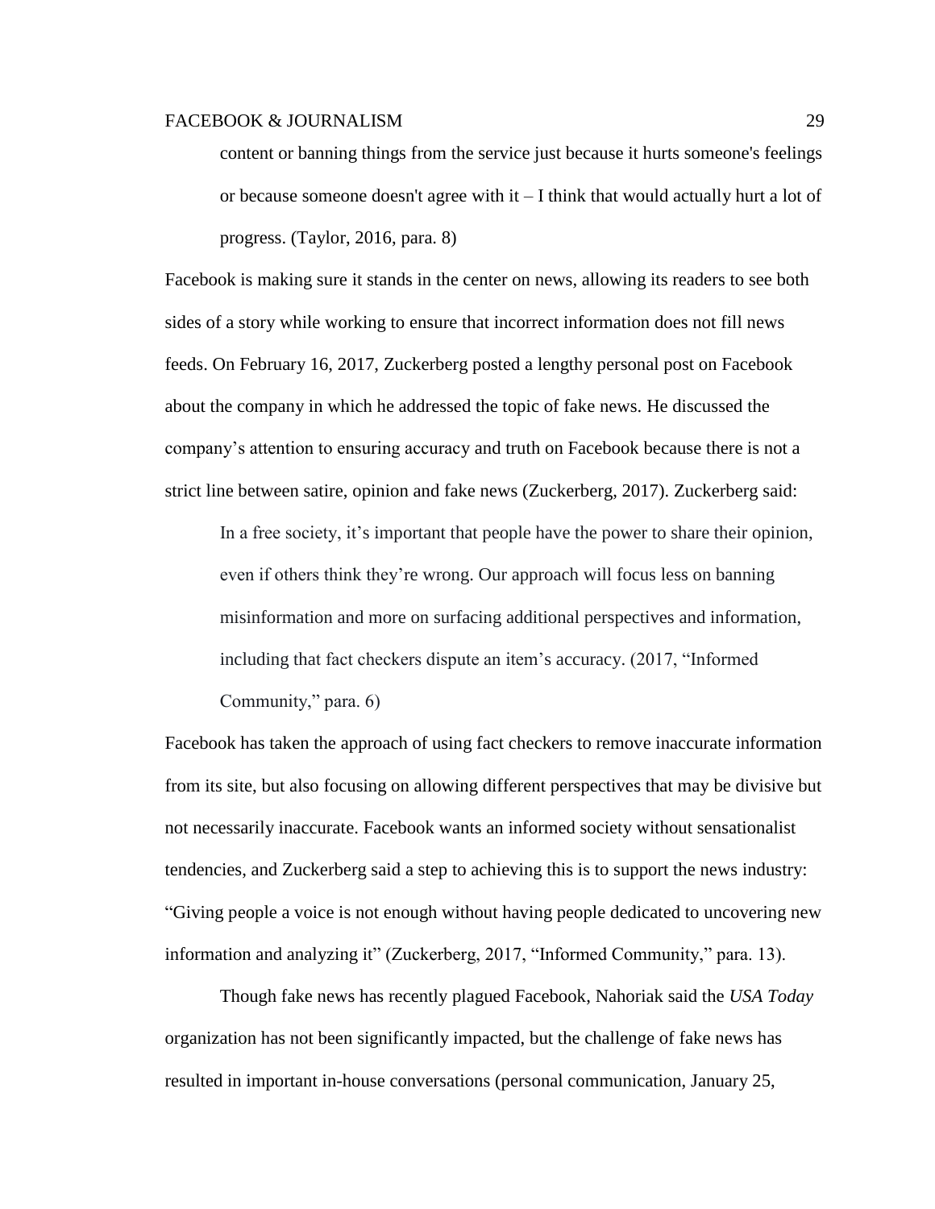> content or banning things from the service just because it hurts someone's feelings or because someone doesn't agree with it – I think that would actually hurt a lot of progress. (Taylor, 2016, para. 8)

Facebook is making sure it stands in the center on news, allowing its readers to see both sides of a story while working to ensure that incorrect information does not fill news feeds. On February 16, 2017, Zuckerberg posted a lengthy personal post on Facebook about the company in which he addressed the topic of fake news. He discussed the company's attention to ensuring accuracy and truth on Facebook because there is not a strict line between satire, opinion and fake news (Zuckerberg, 2017). Zuckerberg said:

> In a free society, it's important that people have the power to share their opinion, even if others think they're wrong. Our approach will focus less on banning misinformation and more on surfacing additional perspectives and information, including that fact checkers dispute an item's accuracy. (2017, "Informed Community," para. 6)

Facebook has taken the approach of using fact checkers to remove inaccurate information from its site, but also focusing on allowing different perspectives that may be divisive but not necessarily inaccurate. Facebook wants an informed society without sensationalist tendencies, and Zuckerberg said a step to achieving this is to support the news industry: "Giving people a voice is not enough without having people dedicated to uncovering new information and analyzing it" (Zuckerberg, 2017, "Informed Community," para. 13).

Though fake news has recently plagued Facebook, Nahoriak said the *USA Today* organization has not been significantly impacted, but the challenge of fake news has resulted in important in-house conversations (personal communication, January 25,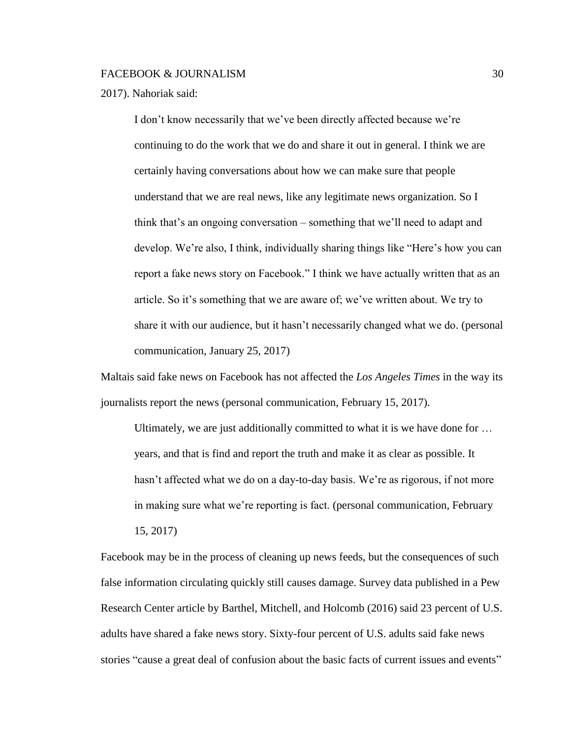2017). Nahoriak said:

> I don't know necessarily that we've been directly affected because we're continuing to do the work that we do and share it out in general. I think we are certainly having conversations about how we can make sure that people understand that we are real news, like any legitimate news organization. So I think that's an ongoing conversation – something that we'll need to adapt and develop. We're also, I think, individually sharing things like "Here's how you can report a fake news story on Facebook." I think we have actually written that as an article. So it's something that we are aware of; we've written about. We try to share it with our audience, but it hasn't necessarily changed what we do. (personal communication, January 25, 2017)

Maltais said fake news on Facebook has not affected the *Los Angeles Times* in the way its journalists report the news (personal communication, February 15, 2017).

> Ultimately, we are just additionally committed to what it is we have done for … years, and that is find and report the truth and make it as clear as possible. It hasn't affected what we do on a day-to-day basis. We're as rigorous, if not more in making sure what we're reporting is fact. (personal communication, February 15, 2017)

Facebook may be in the process of cleaning up news feeds, but the consequences of such false information circulating quickly still causes damage. Survey data published in a Pew Research Center article by Barthel, Mitchell, and Holcomb (2016) said 23 percent of U.S. adults have shared a fake news story. Sixty-four percent of U.S. adults said fake news stories "cause a great deal of confusion about the basic facts of current issues and events"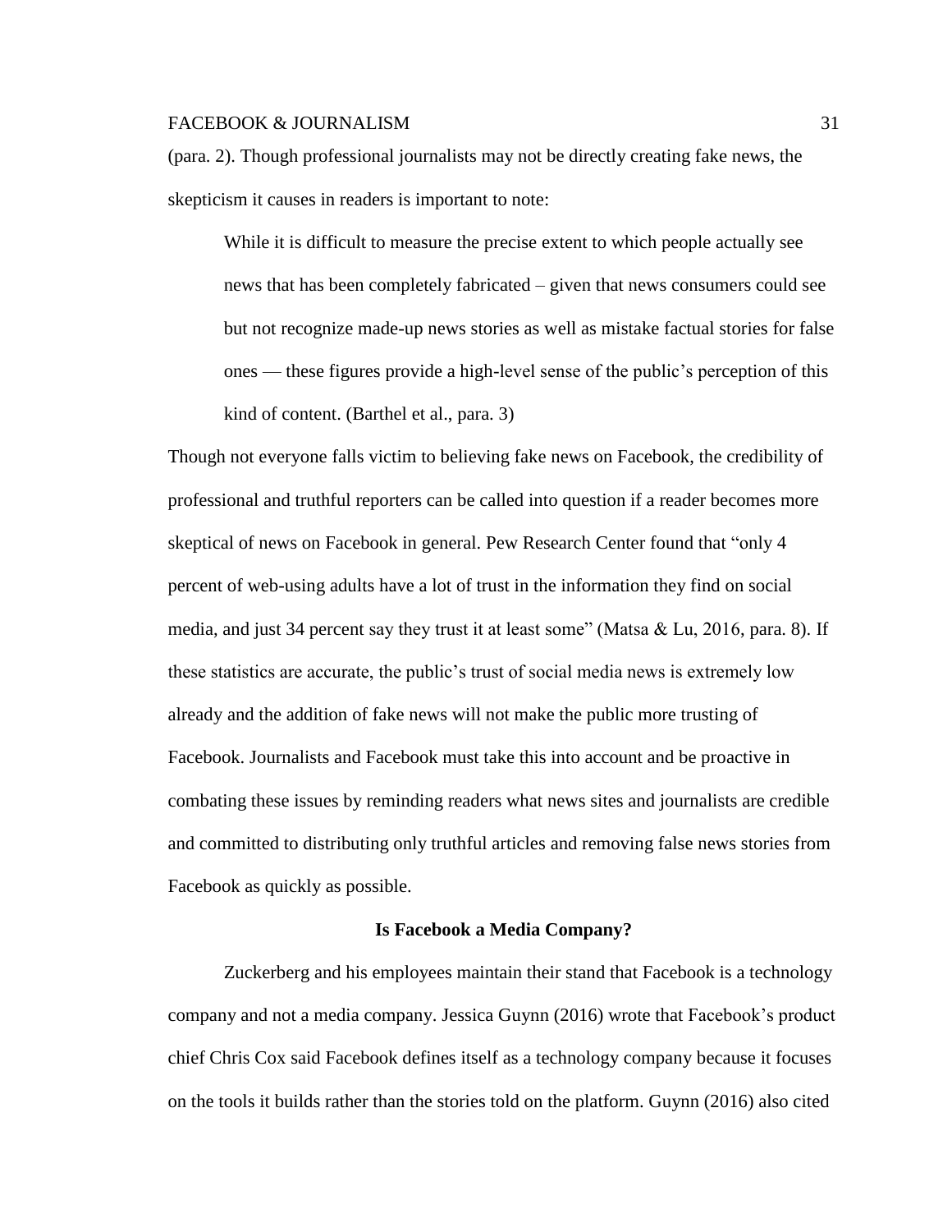(para. 2). Though professional journalists may not be directly creating fake news, the skepticism it causes in readers is important to note:

> While it is difficult to measure the precise extent to which people actually see news that has been completely fabricated – given that news consumers could see but not recognize made-up news stories as well as mistake factual stories for false ones — these figures provide a high-level sense of the public's perception of this kind of content. (Barthel et al., para. 3)

Though not everyone falls victim to believing fake news on Facebook, the credibility of professional and truthful reporters can be called into question if a reader becomes more skeptical of news on Facebook in general. Pew Research Center found that "only 4 percent of web-using adults have a lot of trust in the information they find on social media, and just 34 percent say they trust it at least some" (Matsa & Lu, 2016, para. 8). If these statistics are accurate, the public's trust of social media news is extremely low already and the addition of fake news will not make the public more trusting of Facebook. Journalists and Facebook must take this into account and be proactive in combating these issues by reminding readers what news sites and journalists are credible and committed to distributing only truthful articles and removing false news stories from Facebook as quickly as possible.

## Is Facebook a Media Company?

Zuckerberg and his employees maintain their stand that Facebook is a technology company and not a media company. Jessica Guynn (2016) wrote that Facebook's product chief Chris Cox said Facebook defines itself as a technology company because it focuses on the tools it builds rather than the stories told on the platform. Guynn (2016) also cited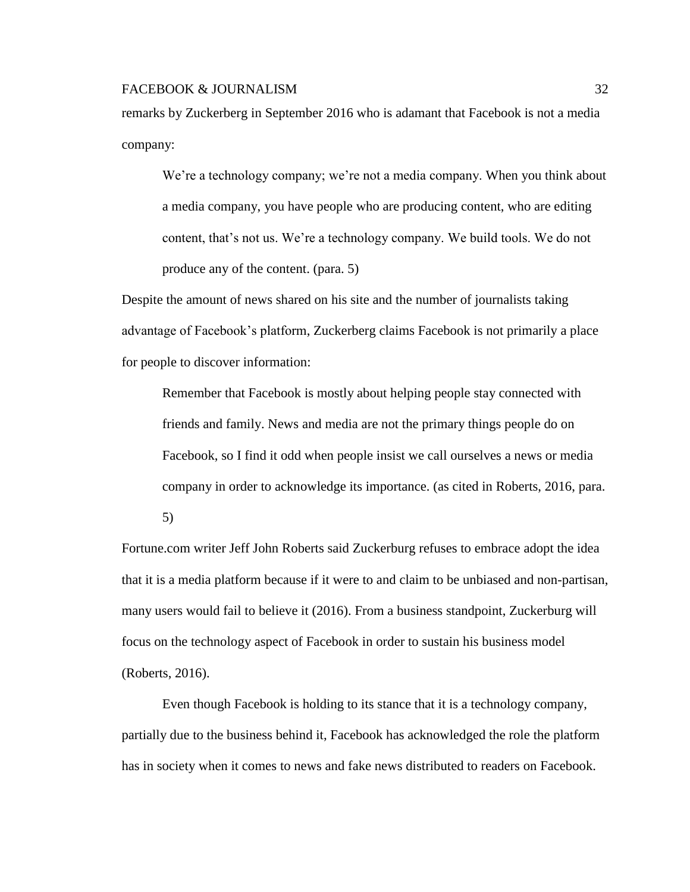remarks by Zuckerberg in September 2016 who is adamant that Facebook is not a media company:

> We're a technology company; we're not a media company. When you think about a media company, you have people who are producing content, who are editing content, that's not us. We're a technology company. We build tools. We do not produce any of the content. (para. 5)

Despite the amount of news shared on his site and the number of journalists taking advantage of Facebook's platform, Zuckerberg claims Facebook is not primarily a place for people to discover information:

> Remember that Facebook is mostly about helping people stay connected with friends and family. News and media are not the primary things people do on Facebook, so I find it odd when people insist we call ourselves a news or media company in order to acknowledge its importance. (as cited in Roberts, 2016, para. 5)

Fortune.com writer Jeff John Roberts said Zuckerburg refuses to embrace adopt the idea that it is a media platform because if it were to and claim to be unbiased and non-partisan, many users would fail to believe it (2016). From a business standpoint, Zuckerburg will focus on the technology aspect of Facebook in order to sustain his business model (Roberts, 2016).

Even though Facebook is holding to its stance that it is a technology company, partially due to the business behind it, Facebook has acknowledged the role the platform has in society when it comes to news and fake news distributed to readers on Facebook.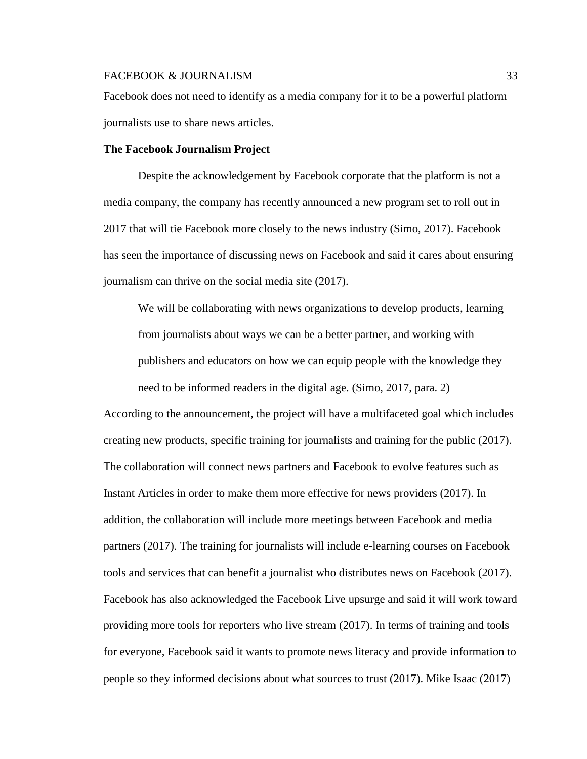Facebook does not need to identify as a media company for it to be a powerful platform journalists use to share news articles.

**The Facebook Journalism Project**

Despite the acknowledgement by Facebook corporate that the platform is not a media company, the company has recently announced a new program set to roll out in 2017 that will tie Facebook more closely to the news industry (Simo, 2017). Facebook has seen the importance of discussing news on Facebook and said it cares about ensuring journalism can thrive on the social media site (2017).

> We will be collaborating with news organizations to develop products, learning from journalists about ways we can be a better partner, and working with publishers and educators on how we can equip people with the knowledge they need to be informed readers in the digital age. (Simo, 2017, para. 2)

According to the announcement, the project will have a multifaceted goal which includes creating new products, specific training for journalists and training for the public (2017). The collaboration will connect news partners and Facebook to evolve features such as Instant Articles in order to make them more effective for news providers (2017). In addition, the collaboration will include more meetings between Facebook and media partners (2017). The training for journalists will include e-learning courses on Facebook tools and services that can benefit a journalist who distributes news on Facebook (2017). Facebook has also acknowledged the Facebook Live upsurge and said it will work toward providing more tools for reporters who live stream (2017). In terms of training and tools for everyone, Facebook said it wants to promote news literacy and provide information to people so they informed decisions about what sources to trust (2017). Mike Isaac (2017)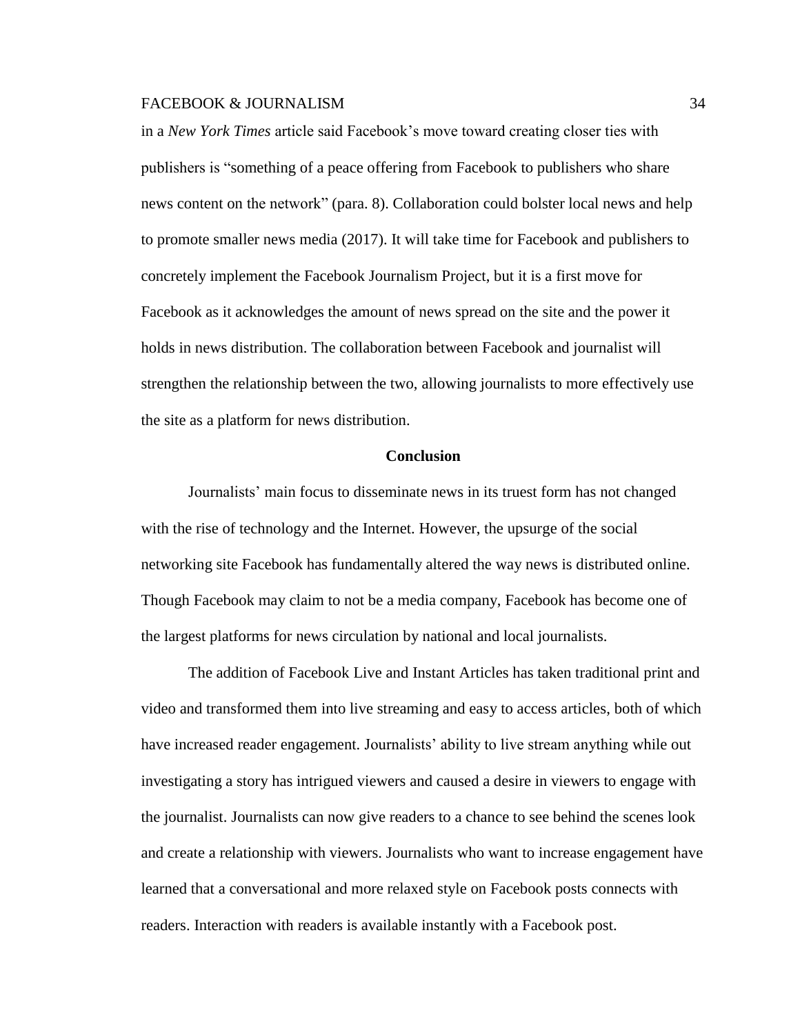in a *New York Times* article said Facebook's move toward creating closer ties with publishers is "something of a peace offering from Facebook to publishers who share news content on the network" (para. 8). Collaboration could bolster local news and help to promote smaller news media (2017). It will take time for Facebook and publishers to concretely implement the Facebook Journalism Project, but it is a first move for Facebook as it acknowledges the amount of news spread on the site and the power it holds in news distribution. The collaboration between Facebook and journalist will strengthen the relationship between the two, allowing journalists to more effectively use the site as a platform for news distribution.

## Conclusion

Journalists' main focus to disseminate news in its truest form has not changed with the rise of technology and the Internet. However, the upsurge of the social networking site Facebook has fundamentally altered the way news is distributed online. Though Facebook may claim to not be a media company, Facebook has become one of the largest platforms for news circulation by national and local journalists.

The addition of Facebook Live and Instant Articles has taken traditional print and video and transformed them into live streaming and easy to access articles, both of which have increased reader engagement. Journalists' ability to live stream anything while out investigating a story has intrigued viewers and caused a desire in viewers to engage with the journalist. Journalists can now give readers to a chance to see behind the scenes look and create a relationship with viewers. Journalists who want to increase engagement have learned that a conversational and more relaxed style on Facebook posts connects with readers. Interaction with readers is available instantly with a Facebook post.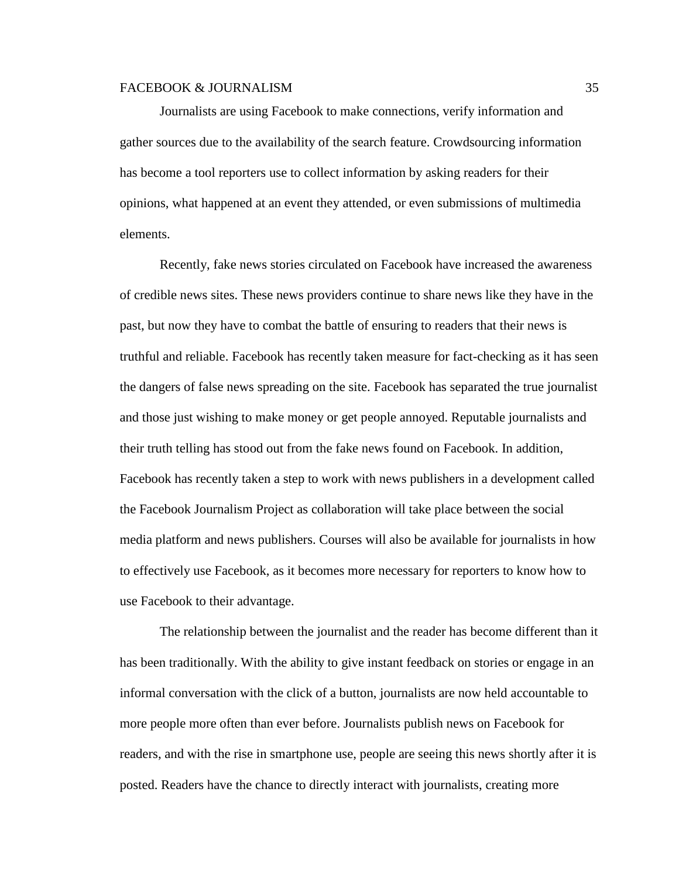Journalists are using Facebook to make connections, verify information and gather sources due to the availability of the search feature. Crowdsourcing information has become a tool reporters use to collect information by asking readers for their opinions, what happened at an event they attended, or even submissions of multimedia elements.

Recently, fake news stories circulated on Facebook have increased the awareness of credible news sites. These news providers continue to share news like they have in the past, but now they have to combat the battle of ensuring to readers that their news is truthful and reliable. Facebook has recently taken measure for fact-checking as it has seen the dangers of false news spreading on the site. Facebook has separated the true journalist and those just wishing to make money or get people annoyed. Reputable journalists and their truth telling has stood out from the fake news found on Facebook. In addition, Facebook has recently taken a step to work with news publishers in a development called the Facebook Journalism Project as collaboration will take place between the social media platform and news publishers. Courses will also be available for journalists in how to effectively use Facebook, as it becomes more necessary for reporters to know how to use Facebook to their advantage.

The relationship between the journalist and the reader has become different than it has been traditionally. With the ability to give instant feedback on stories or engage in an informal conversation with the click of a button, journalists are now held accountable to more people more often than ever before. Journalists publish news on Facebook for readers, and with the rise in smartphone use, people are seeing this news shortly after it is posted. Readers have the chance to directly interact with journalists, creating more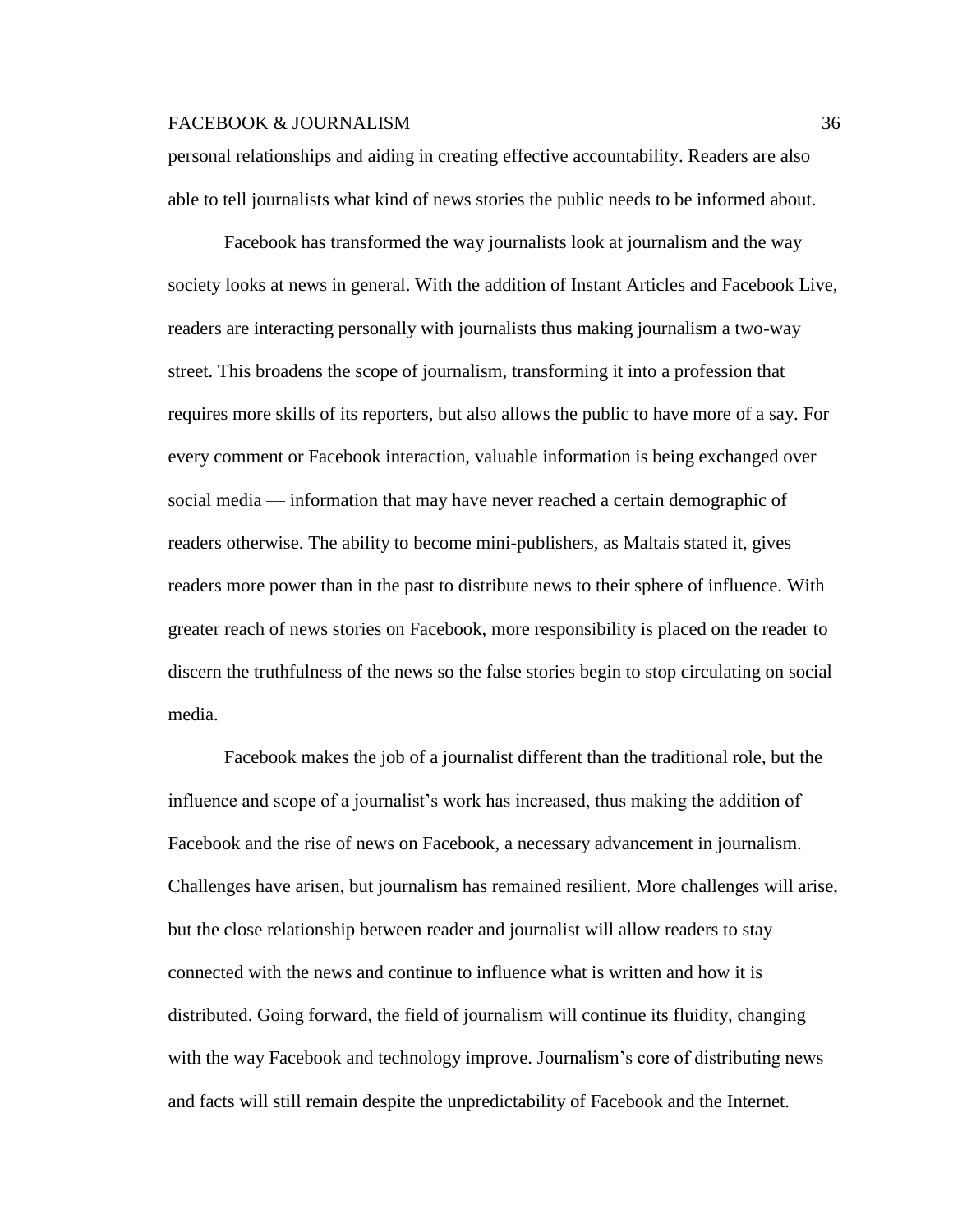personal relationships and aiding in creating effective accountability. Readers are also able to tell journalists what kind of news stories the public needs to be informed about.

Facebook has transformed the way journalists look at journalism and the way society looks at news in general. With the addition of Instant Articles and Facebook Live, readers are interacting personally with journalists thus making journalism a two-way street. This broadens the scope of journalism, transforming it into a profession that requires more skills of its reporters, but also allows the public to have more of a say. For every comment or Facebook interaction, valuable information is being exchanged over social media — information that may have never reached a certain demographic of readers otherwise. The ability to become mini-publishers, as Maltais stated it, gives readers more power than in the past to distribute news to their sphere of influence. With greater reach of news stories on Facebook, more responsibility is placed on the reader to discern the truthfulness of the news so the false stories begin to stop circulating on social media.

Facebook makes the job of a journalist different than the traditional role, but the influence and scope of a journalist's work has increased, thus making the addition of Facebook and the rise of news on Facebook, a necessary advancement in journalism. Challenges have arisen, but journalism has remained resilient. More challenges will arise, but the close relationship between reader and journalist will allow readers to stay connected with the news and continue to influence what is written and how it is distributed. Going forward, the field of journalism will continue its fluidity, changing with the way Facebook and technology improve. Journalism's core of distributing news and facts will still remain despite the unpredictability of Facebook and the Internet.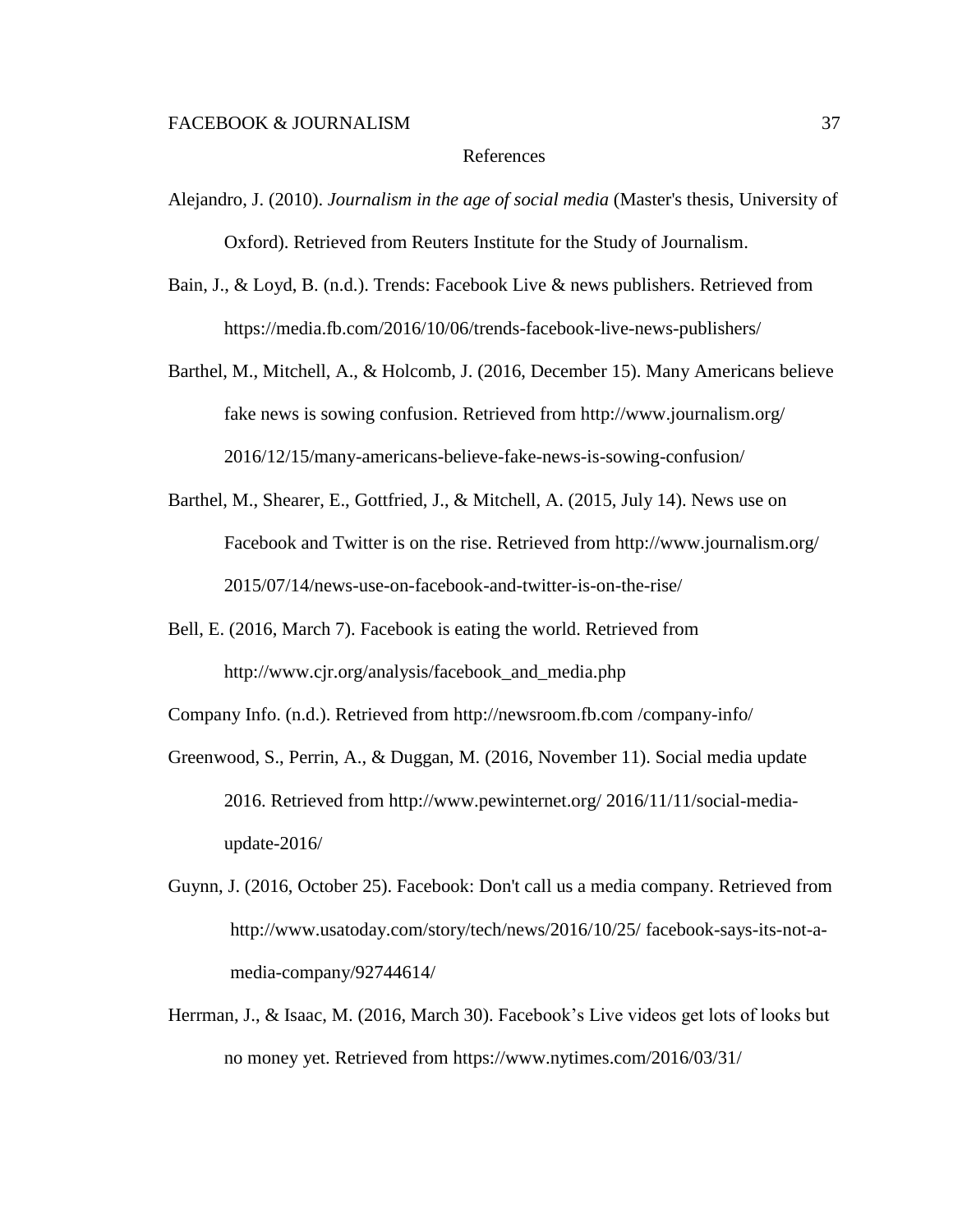# References

Alejandro, J. (2010). *Journalism in the age of social media* (Master's thesis, University of Oxford). Retrieved from Reuters Institute for the Study of Journalism.

Bain, J., & Loyd, B. (n.d.). Trends: Facebook Live & news publishers. Retrieved from https://media.fb.com/2016/10/06/trends-facebook-live-news-publishers/

Barthel, M., Mitchell, A., & Holcomb, J. (2016, December 15). Many Americans believe fake news is sowing confusion. Retrieved from http://www.journalism.org/2016/12/15/many-americans-believe-fake-news-is-sowing-confusion/

Barthel, M., Shearer, E., Gottfried, J., & Mitchell, A. (2015, July 14). News use on Facebook and Twitter is on the rise. Retrieved from http://www.journalism.org/2015/07/14/news-use-on-facebook-and-twitter-is-on-the-rise/

Bell, E. (2016, March 7). Facebook is eating the world. Retrieved from http://www.cjr.org/analysis/facebook_and_media.php

Company Info. (n.d.). Retrieved from http://newsroom.fb.com /company-info/

Greenwood, S., Perrin, A., & Duggan, M. (2016, November 11). Social media update 2016. Retrieved from http://www.pewinternet.org/ 2016/11/11/social-media-update-2016/

Guynn, J. (2016, October 25). Facebook: Don't call us a media company. Retrieved from http://www.usatoday.com/story/tech/news/2016/10/25/ facebook-says-its-not-a-media-company/92744614/

Herrman, J., & Isaac, M. (2016, March 30). Facebook's Live videos get lots of looks but no money yet. Retrieved from https://www.nytimes.com/2016/03/31/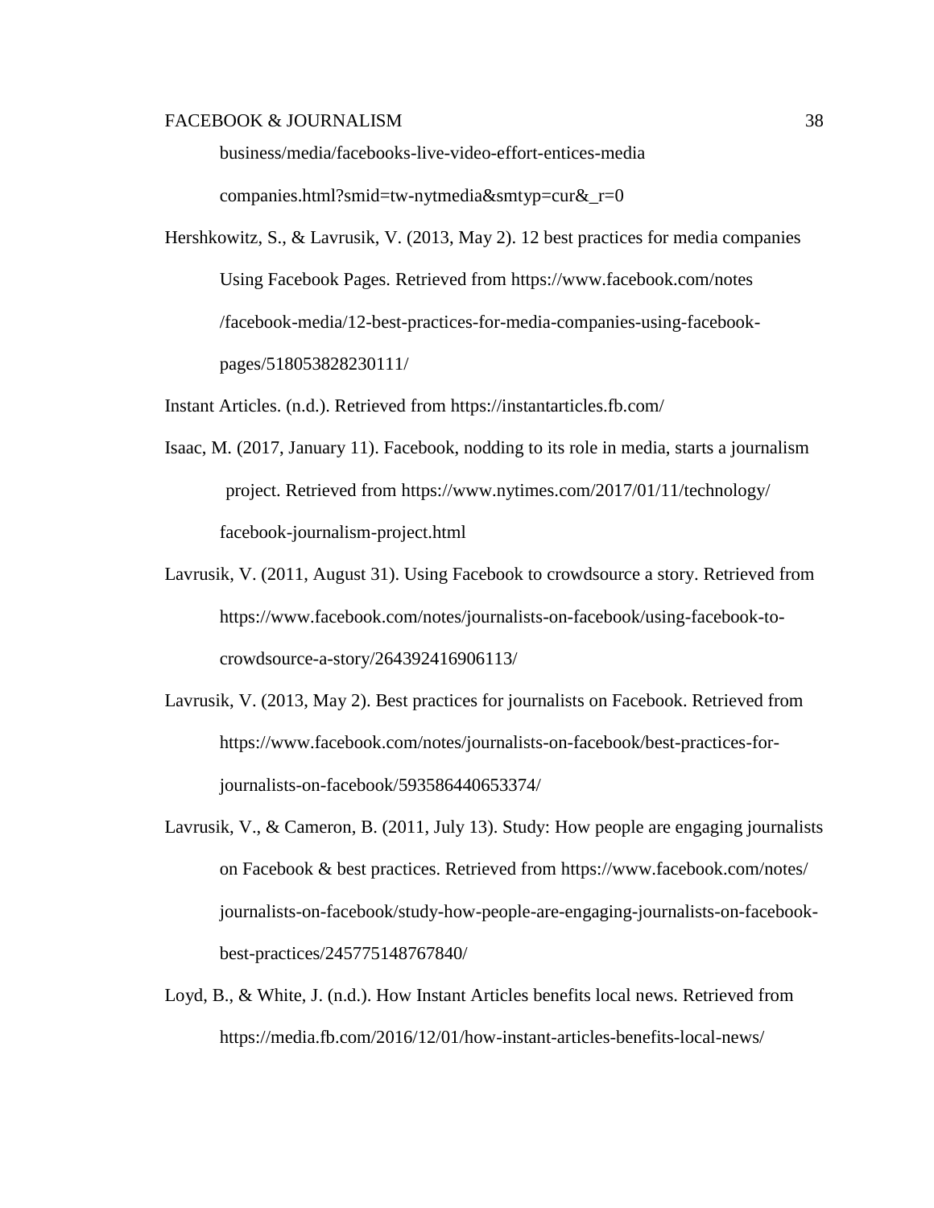business/media/facebooks-live-video-effort-entices-media companies.html?smid=tw-nytmedia&smtyp=cur&_r=0

Hershkowitz, S., & Lavrusik, V. (2013, May 2). 12 best practices for media companies Using Facebook Pages. Retrieved from https://www.facebook.com/notes /facebook-media/12-best-practices-for-media-companies-using-facebook-pages/518053828230111/

Instant Articles. (n.d.). Retrieved from https://instantarticles.fb.com/

Isaac, M. (2017, January 11). Facebook, nodding to its role in media, starts a journalism project. Retrieved from https://www.nytimes.com/2017/01/11/technology/ facebook-journalism-project.html

Lavrusik, V. (2011, August 31). Using Facebook to crowdsource a story. Retrieved from https://www.facebook.com/notes/journalists-on-facebook/using-facebook-to-crowdsource-a-story/264392416906113/

Lavrusik, V. (2013, May 2). Best practices for journalists on Facebook. Retrieved from https://www.facebook.com/notes/journalists-on-facebook/best-practices-for-journalists-on-facebook/593586440653374/

Lavrusik, V., & Cameron, B. (2011, July 13). Study: How people are engaging journalists on Facebook & best practices. Retrieved from https://www.facebook.com/notes/ journalists-on-facebook/study-how-people-are-engaging-journalists-on-facebook-best-practices/245775148767840/

Loyd, B., & White, J. (n.d.). How Instant Articles benefits local news. Retrieved from https://media.fb.com/2016/12/01/how-instant-articles-benefits-local-news/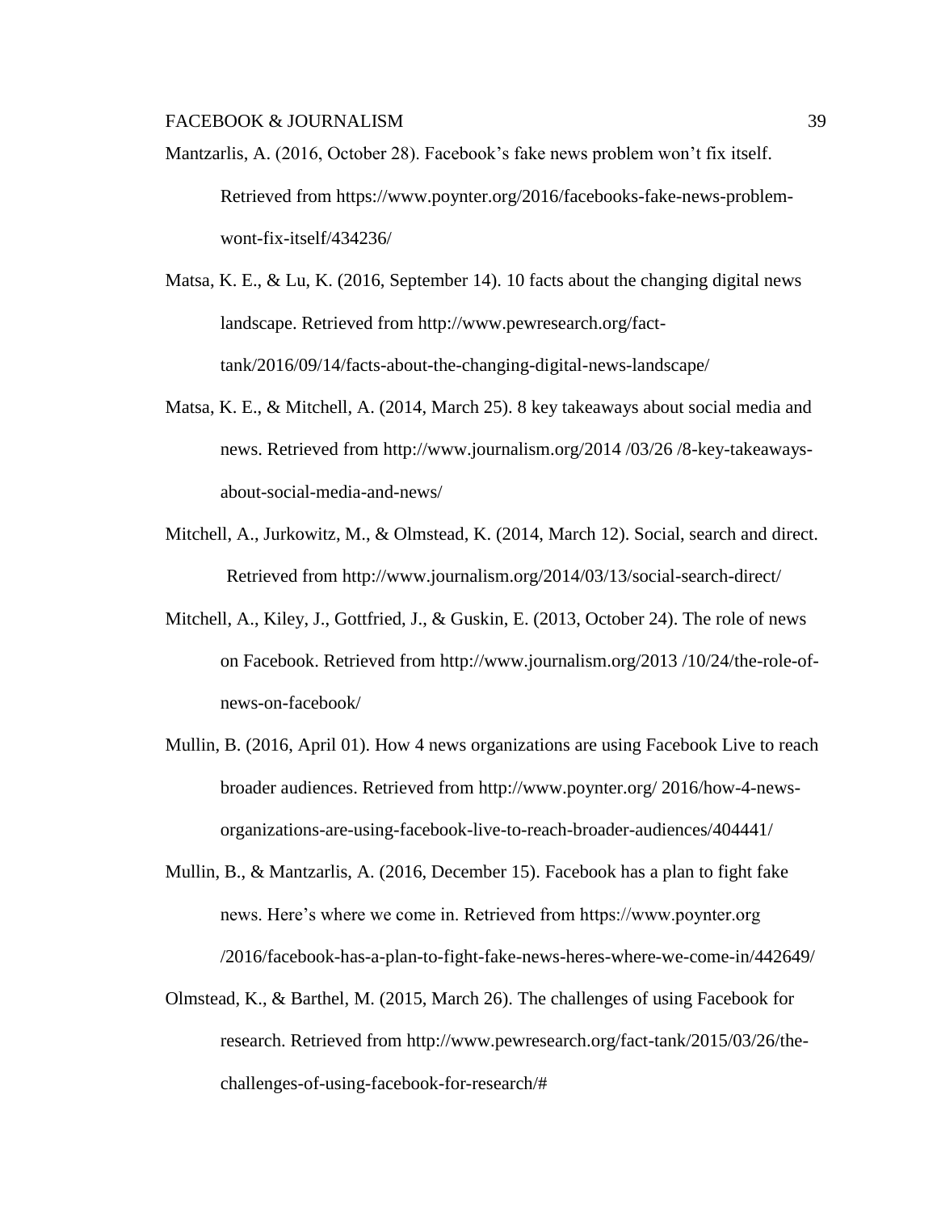Mantzarlis, A. (2016, October 28). Facebook's fake news problem won't fix itself. Retrieved from https://www.poynter.org/2016/facebooks-fake-news-problem-wont-fix-itself/434236/

Matsa, K. E., & Lu, K. (2016, September 14). 10 facts about the changing digital news landscape. Retrieved from http://www.pewresearch.org/fact-tank/2016/09/14/facts-about-the-changing-digital-news-landscape/

Matsa, K. E., & Mitchell, A. (2014, March 25). 8 key takeaways about social media and news. Retrieved from http://www.journalism.org/2014 /03/26 /8-key-takeaways-about-social-media-and-news/

Mitchell, A., Jurkowitz, M., & Olmstead, K. (2014, March 12). Social, search and direct. Retrieved from http://www.journalism.org/2014/03/13/social-search-direct/

Mitchell, A., Kiley, J., Gottfried, J., & Guskin, E. (2013, October 24). The role of news on Facebook. Retrieved from http://www.journalism.org/2013 /10/24/the-role-of-news-on-facebook/

Mullin, B. (2016, April 01). How 4 news organizations are using Facebook Live to reach broader audiences. Retrieved from http://www.poynter.org/ 2016/how-4-news-organizations-are-using-facebook-live-to-reach-broader-audiences/404441/

Mullin, B., & Mantzarlis, A. (2016, December 15). Facebook has a plan to fight fake news. Here's where we come in. Retrieved from https://www.poynter.org /2016/facebook-has-a-plan-to-fight-fake-news-heres-where-we-come-in/442649/

Olmstead, K., & Barthel, M. (2015, March 26). The challenges of using Facebook for research. Retrieved from http://www.pewresearch.org/fact-tank/2015/03/26/the-challenges-of-using-facebook-for-research/#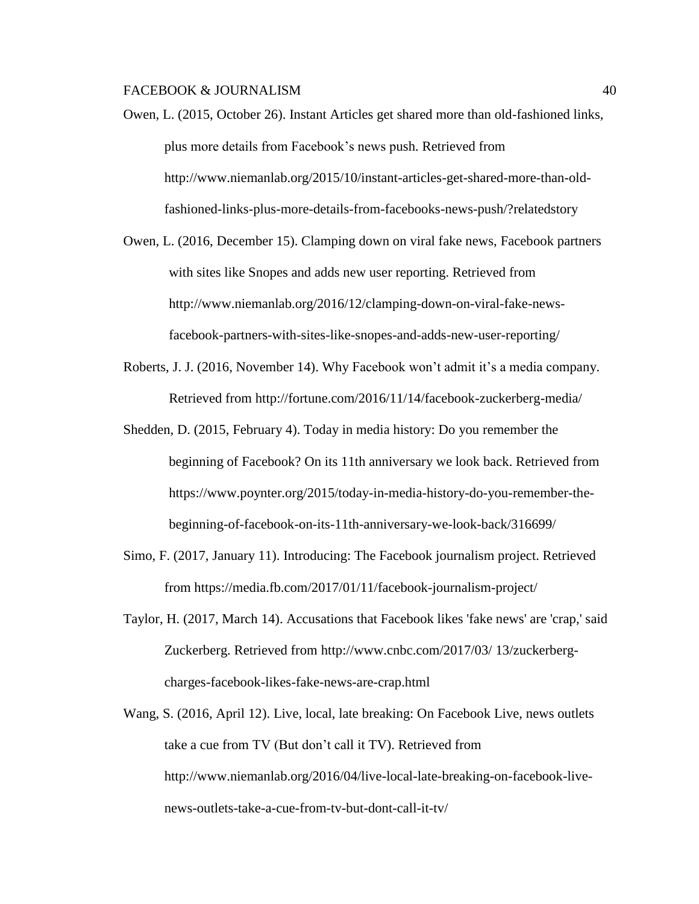Owen, L. (2015, October 26). Instant Articles get shared more than old-fashioned links, plus more details from Facebook's news push. Retrieved from http://www.niemanlab.org/2015/10/instant-articles-get-shared-more-than-old-fashioned-links-plus-more-details-from-facebooks-news-push/?relatedstory

Owen, L. (2016, December 15). Clamping down on viral fake news, Facebook partners with sites like Snopes and adds new user reporting. Retrieved from http://www.niemanlab.org/2016/12/clamping-down-on-viral-fake-news-facebook-partners-with-sites-like-snopes-and-adds-new-user-reporting/

Roberts, J. J. (2016, November 14). Why Facebook won't admit it's a media company. Retrieved from http://fortune.com/2016/11/14/facebook-zuckerberg-media/

Shedden, D. (2015, February 4). Today in media history: Do you remember the beginning of Facebook? On its 11th anniversary we look back. Retrieved from https://www.poynter.org/2015/today-in-media-history-do-you-remember-the-beginning-of-facebook-on-its-11th-anniversary-we-look-back/316699/

Simo, F. (2017, January 11). Introducing: The Facebook journalism project. Retrieved from https://media.fb.com/2017/01/11/facebook-journalism-project/

Taylor, H. (2017, March 14). Accusations that Facebook likes 'fake news' are 'crap,' said Zuckerberg. Retrieved from http://www.cnbc.com/2017/03/ 13/zuckerberg-charges-facebook-likes-fake-news-are-crap.html

Wang, S. (2016, April 12). Live, local, late breaking: On Facebook Live, news outlets take a cue from TV (But don't call it TV). Retrieved from http://www.niemanlab.org/2016/04/live-local-late-breaking-on-facebook-live-news-outlets-take-a-cue-from-tv-but-dont-call-it-tv/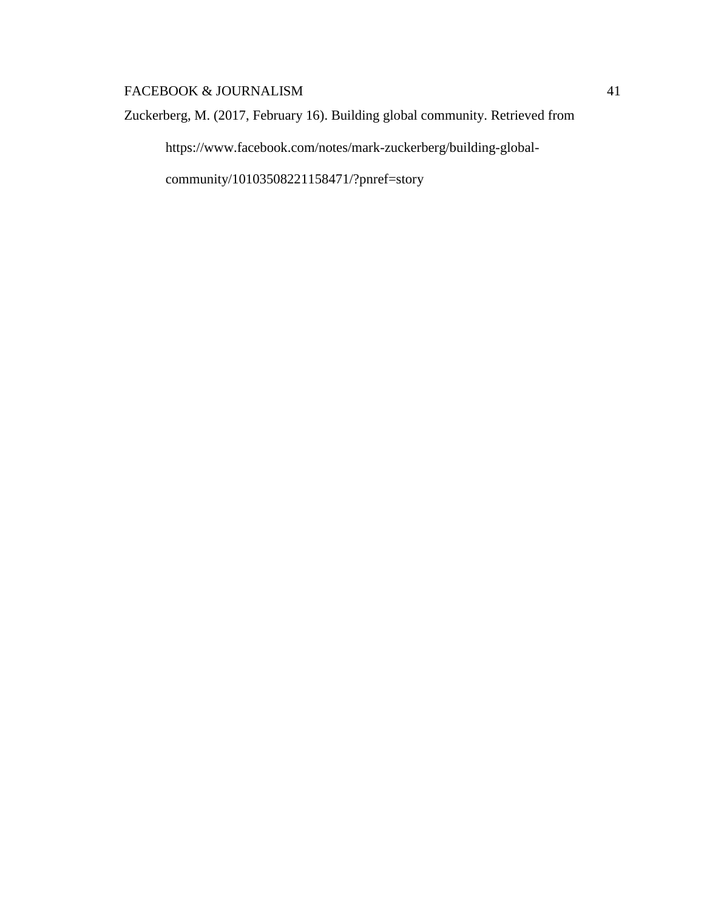Zuckerberg, M. (2017, February 16). Building global community. Retrieved from https://www.facebook.com/notes/mark-zuckerberg/building-global-community/10103508221158471/?pnref=story